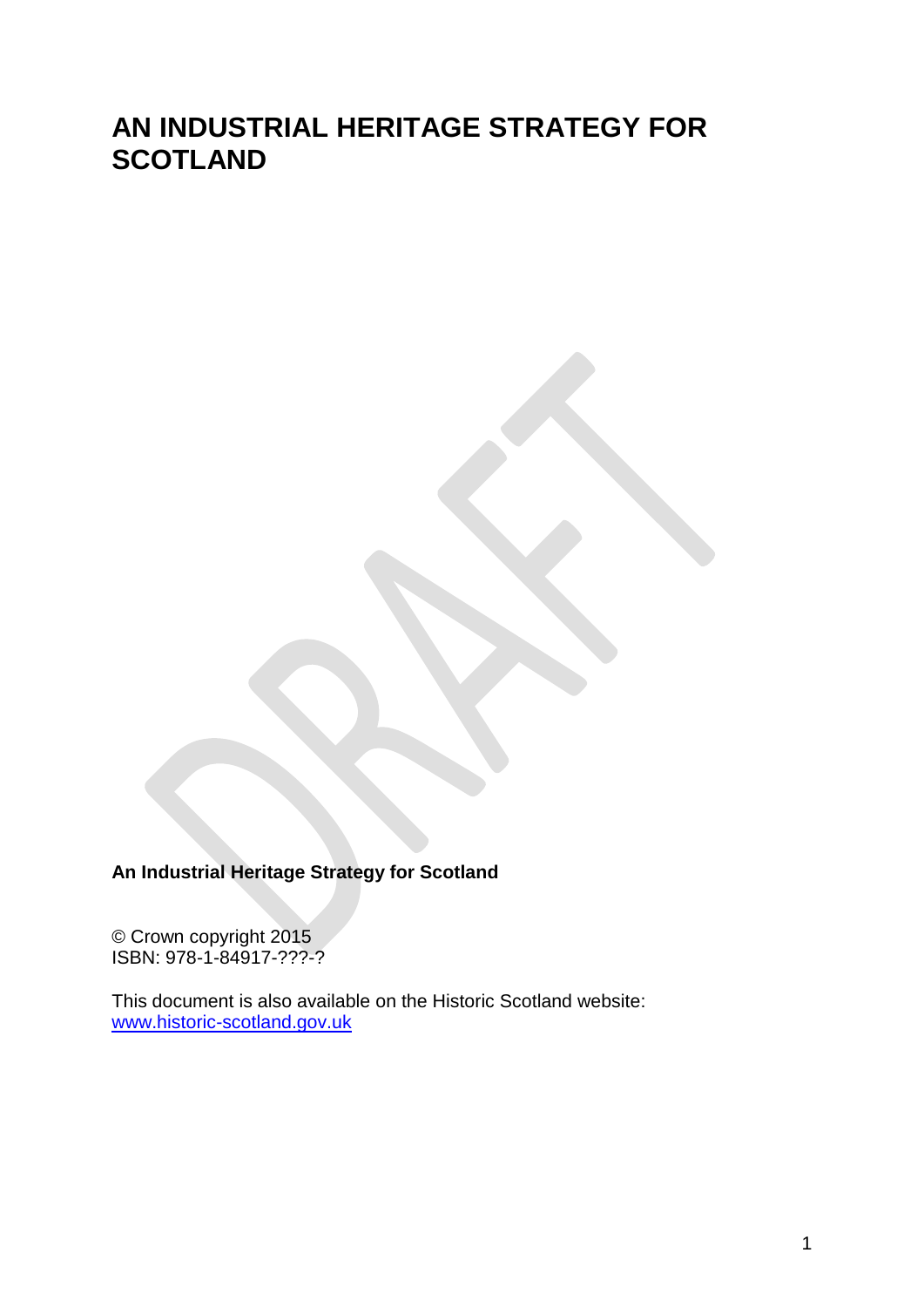# AN INDUSTRIAL HERITAGE STRATEGY FOR SCOTLAND

**An Industrial Heritage Strategy for Scotland**

© Crown copyright 2015
ISBN: 978-1-84917-???-?

This document is also available on the Historic Scotland website:
[www.historic-scotland.gov.uk](www.historic-scotland.gov.uk)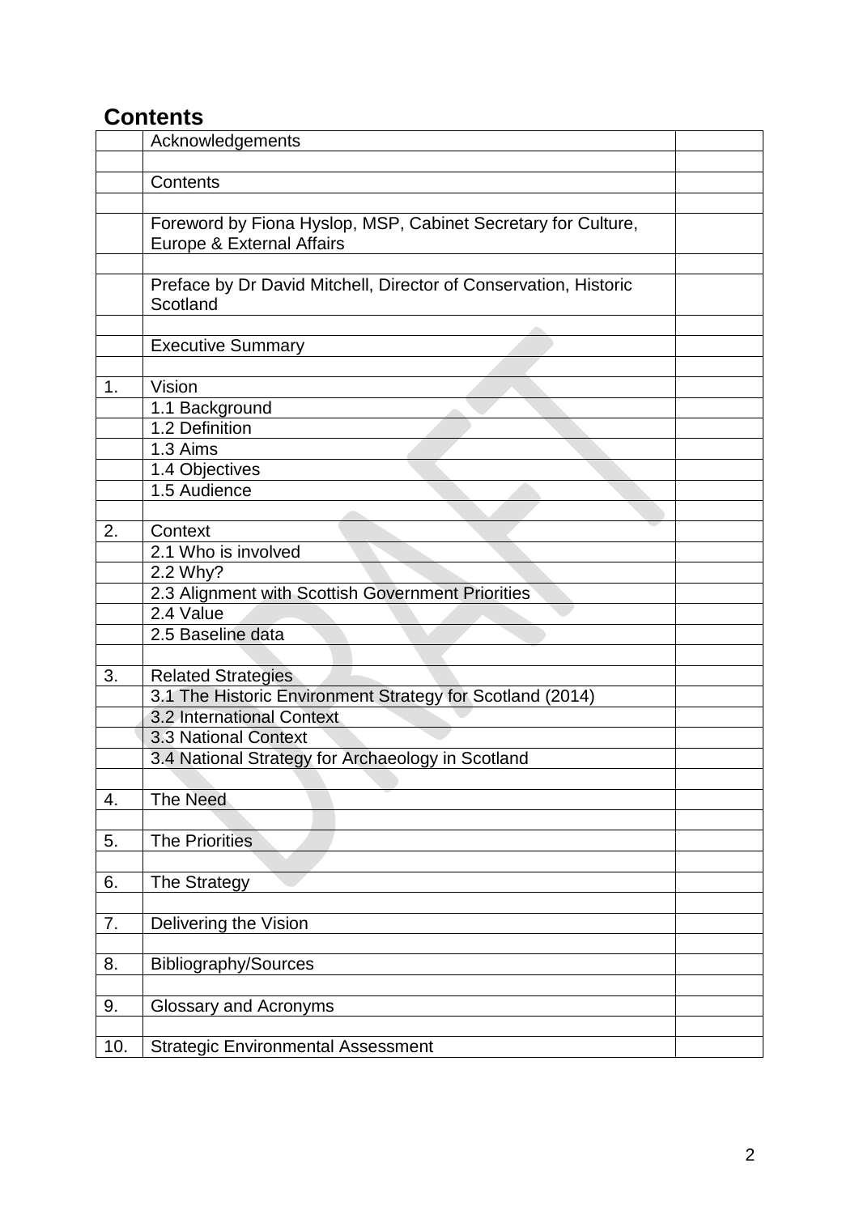# Contents

| | | |
|---|---|---|
| | Acknowledgements | |
| | | |
| | Contents | |
| | | |
| | Foreword by Fiona Hyslop, MSP, Cabinet Secretary for Culture, Europe & External Affairs | |
| | | |
| | Preface by Dr David Mitchell, Director of Conservation, Historic Scotland | |
| | | |
| | Executive Summary | |
| | | |
| 1. | Vision | |
| | 1.1 Background | |
| | 1.2 Definition | |
| | 1.3 Aims | |
| | 1.4 Objectives | |
| | 1.5 Audience | |
| | | |
| 2. | Context | |
| | 2.1 Who is involved | |
| | 2.2 Why? | |
| | 2.3 Alignment with Scottish Government Priorities | |
| | 2.4 Value | |
| | 2.5 Baseline data | |
| | | |
| 3. | Related Strategies | |
| | 3.1 The Historic Environment Strategy for Scotland (2014) | |
| | 3.2 International Context | |
| | 3.3 National Context | |
| | 3.4 National Strategy for Archaeology in Scotland | |
| | | |
| 4. | The Need | |
| | | |
| 5. | The Priorities | |
| | | |
| 6. | The Strategy | |
| | | |
| 7. | Delivering the Vision | |
| | | |
| 8. | Bibliography/Sources | |
| | | |
| 9. | Glossary and Acronyms | |
| | | |
| 10. | Strategic Environmental Assessment | |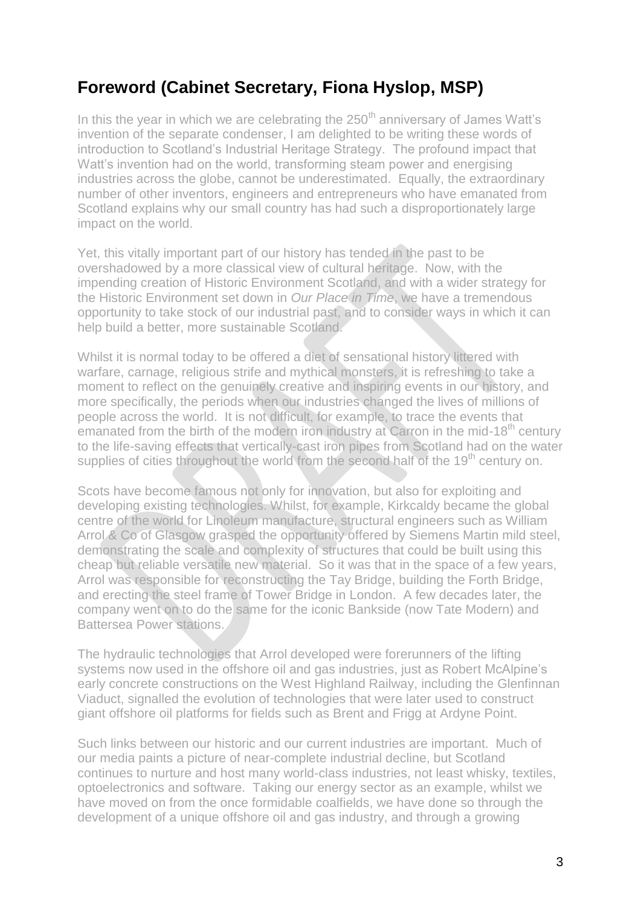## Foreword (Cabinet Secretary, Fiona Hyslop, MSP)

In this the year in which we are celebrating the 250th anniversary of James Watt's invention of the separate condenser, I am delighted to be writing these words of introduction to Scotland's Industrial Heritage Strategy. The profound impact that Watt's invention had on the world, transforming steam power and energising industries across the globe, cannot be underestimated. Equally, the extraordinary number of other inventors, engineers and entrepreneurs who have emanated from Scotland explains why our small country has had such a disproportionately large impact on the world.

Yet, this vitally important part of our history has tended in the past to be overshadowed by a more classical view of cultural heritage. Now, with the impending creation of Historic Environment Scotland, and with a wider strategy for the Historic Environment set down in *Our Place in Time*, we have a tremendous opportunity to take stock of our industrial past, and to consider ways in which it can help build a better, more sustainable Scotland.

Whilst it is normal today to be offered a diet of sensational history littered with warfare, carnage, religious strife and mythical monsters, it is refreshing to take a moment to reflect on the genuinely creative and inspiring events in our history, and more specifically, the periods when our industries changed the lives of millions of people across the world. It is not difficult, for example, to trace the events that emanated from the birth of the modern iron industry at Carron in the mid-18th century to the life-saving effects that vertically-cast iron pipes from Scotland had on the water supplies of cities throughout the world from the second half of the 19th century on.

Scots have become famous not only for innovation, but also for exploiting and developing existing technologies. Whilst, for example, Kirkcaldy became the global centre of the world for Linoleum manufacture, structural engineers such as William Arrol & Co of Glasgow grasped the opportunity offered by Siemens Martin mild steel, demonstrating the scale and complexity of structures that could be built using this cheap but reliable versatile new material. So it was that in the space of a few years, Arrol was responsible for reconstructing the Tay Bridge, building the Forth Bridge, and erecting the steel frame of Tower Bridge in London. A few decades later, the company went on to do the same for the iconic Bankside (now Tate Modern) and Battersea Power stations.

The hydraulic technologies that Arrol developed were forerunners of the lifting systems now used in the offshore oil and gas industries, just as Robert McAlpine's early concrete constructions on the West Highland Railway, including the Glenfinnan Viaduct, signalled the evolution of technologies that were later used to construct giant offshore oil platforms for fields such as Brent and Frigg at Ardyne Point.

Such links between our historic and our current industries are important. Much of our media paints a picture of near-complete industrial decline, but Scotland continues to nurture and host many world-class industries, not least whisky, textiles, optoelectronics and software. Taking our energy sector as an example, whilst we have moved on from the once formidable coalfields, we have done so through the development of a unique offshore oil and gas industry, and through a growing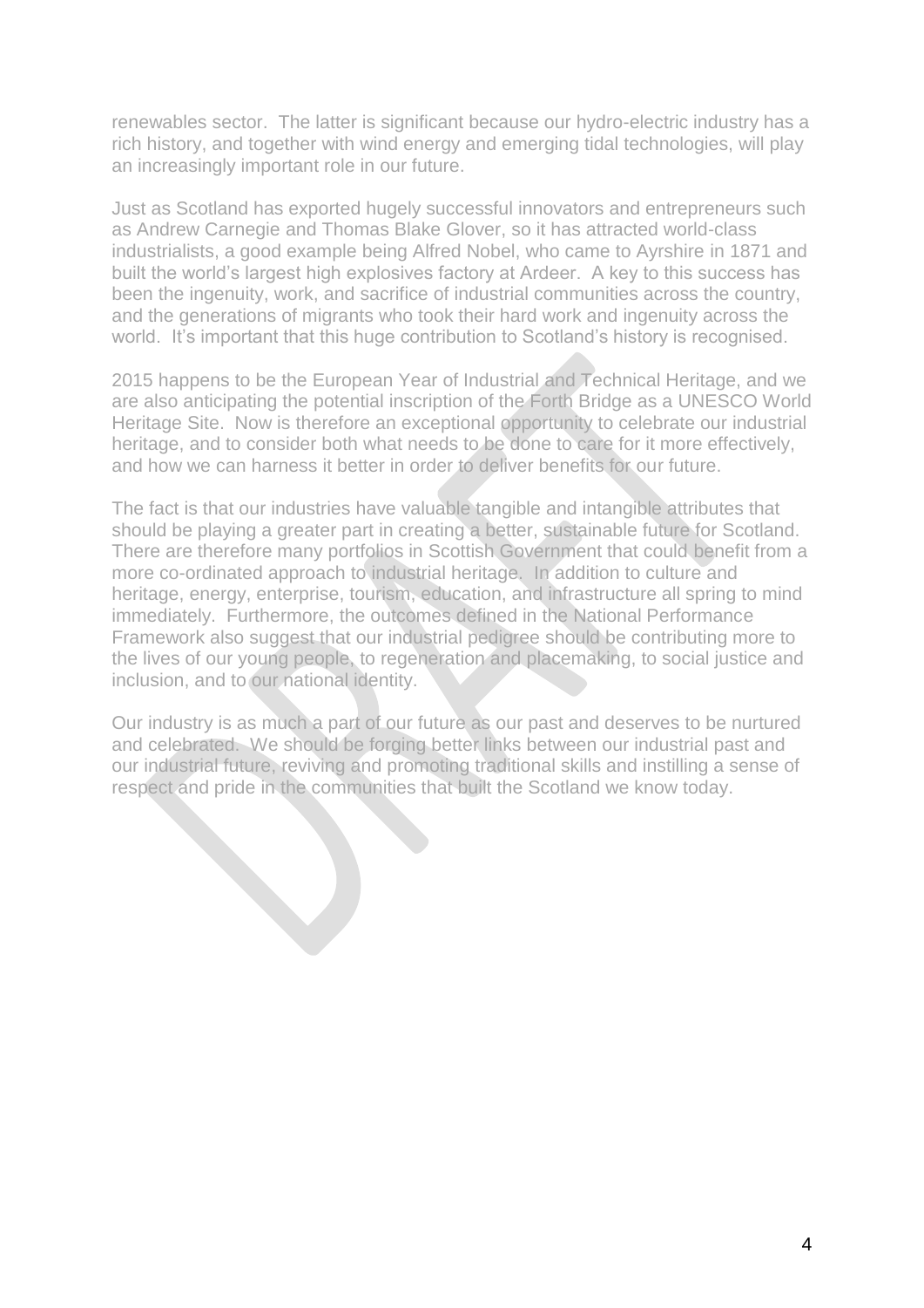renewables sector. The latter is significant because our hydro-electric industry has a rich history, and together with wind energy and emerging tidal technologies, will play an increasingly important role in our future.

Just as Scotland has exported hugely successful innovators and entrepreneurs such as Andrew Carnegie and Thomas Blake Glover, so it has attracted world-class industrialists, a good example being Alfred Nobel, who came to Ayrshire in 1871 and built the world's largest high explosives factory at Ardeer. A key to this success has been the ingenuity, work, and sacrifice of industrial communities across the country, and the generations of migrants who took their hard work and ingenuity across the world. It's important that this huge contribution to Scotland's history is recognised.

2015 happens to be the European Year of Industrial and Technical Heritage, and we are also anticipating the potential inscription of the Forth Bridge as a UNESCO World Heritage Site. Now is therefore an exceptional opportunity to celebrate our industrial heritage, and to consider both what needs to be done to care for it more effectively, and how we can harness it better in order to deliver benefits for our future.

The fact is that our industries have valuable tangible and intangible attributes that should be playing a greater part in creating a better, sustainable future for Scotland. There are therefore many portfolios in Scottish Government that could benefit from a more co-ordinated approach to industrial heritage. In addition to culture and heritage, energy, enterprise, tourism, education, and infrastructure all spring to mind immediately. Furthermore, the outcomes defined in the National Performance Framework also suggest that our industrial pedigree should be contributing more to the lives of our young people, to regeneration and placemaking, to social justice and inclusion, and to our national identity.

Our industry is as much a part of our future as our past and deserves to be nurtured and celebrated. We should be forging better links between our industrial past and our industrial future, reviving and promoting traditional skills and instilling a sense of respect and pride in the communities that built the Scotland we know today.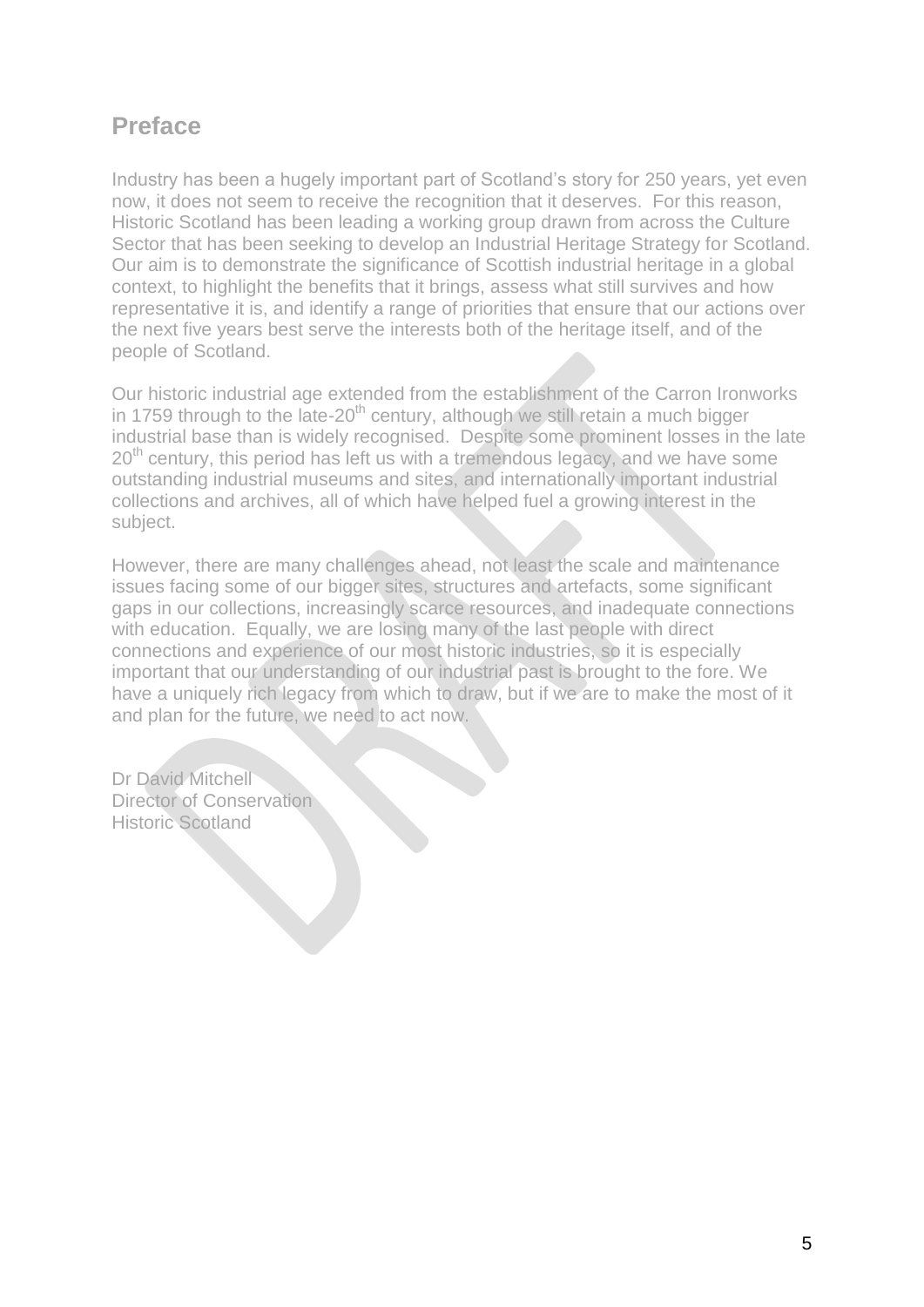## Preface

Industry has been a hugely important part of Scotland's story for 250 years, yet even now, it does not seem to receive the recognition that it deserves. For this reason, Historic Scotland has been leading a working group drawn from across the Culture Sector that has been seeking to develop an Industrial Heritage Strategy for Scotland. Our aim is to demonstrate the significance of Scottish industrial heritage in a global context, to highlight the benefits that it brings, assess what still survives and how representative it is, and identify a range of priorities that ensure that our actions over the next five years best serve the interests both of the heritage itself, and of the people of Scotland.

Our historic industrial age extended from the establishment of the Carron Ironworks in 1759 through to the late-20th century, although we still retain a much bigger industrial base than is widely recognised. Despite some prominent losses in the late 20th century, this period has left us with a tremendous legacy, and we have some outstanding industrial museums and sites, and internationally important industrial collections and archives, all of which have helped fuel a growing interest in the subject.

However, there are many challenges ahead, not least the scale and maintenance issues facing some of our bigger sites, structures and artefacts, some significant gaps in our collections, increasingly scarce resources, and inadequate connections with education. Equally, we are losing many of the last people with direct connections and experience of our most historic industries, so it is especially important that our understanding of our industrial past is brought to the fore. We have a uniquely rich legacy from which to draw, but if we are to make the most of it and plan for the future, we need to act now.

Dr David Mitchell
Director of Conservation
Historic Scotland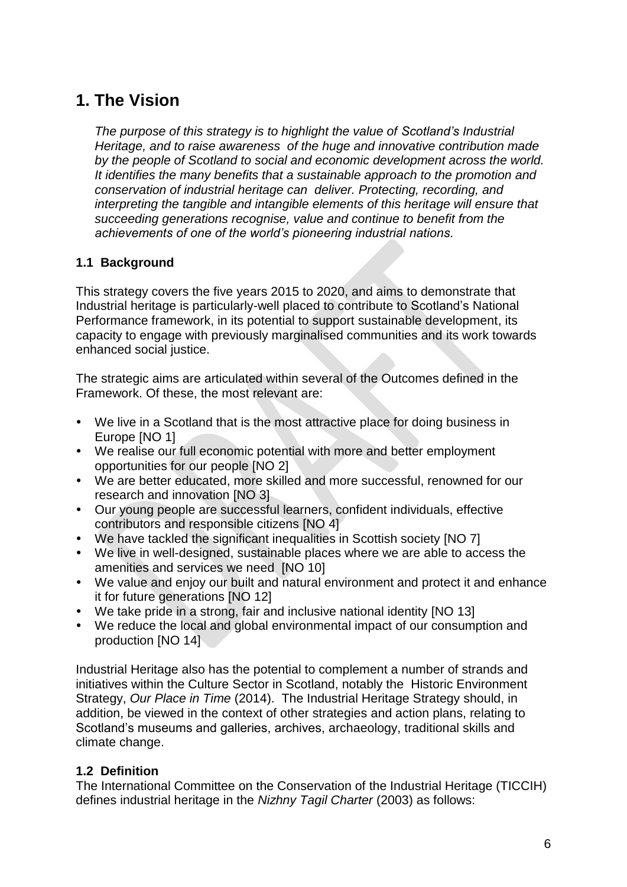# 1. The Vision

*The purpose of this strategy is to highlight the value of Scotland's Industrial Heritage, and to raise awareness of the huge and innovative contribution made by the people of Scotland to social and economic development across the world. It identifies the many benefits that a sustainable approach to the promotion and conservation of industrial heritage can deliver. Protecting, recording, and interpreting the tangible and intangible elements of this heritage will ensure that succeeding generations recognise, value and continue to benefit from the achievements of one of the world's pioneering industrial nations.*

### 1.1 Background

This strategy covers the five years 2015 to 2020, and aims to demonstrate that Industrial heritage is particularly-well placed to contribute to Scotland's National Performance framework, in its potential to support sustainable development, its capacity to engage with previously marginalised communities and its work towards enhanced social justice.

The strategic aims are articulated within several of the Outcomes defined in the Framework. Of these, the most relevant are:

- We live in a Scotland that is the most attractive place for doing business in Europe [NO 1]
- We realise our full economic potential with more and better employment opportunities for our people [NO 2]
- We are better educated, more skilled and more successful, renowned for our research and innovation [NO 3]
- Our young people are successful learners, confident individuals, effective contributors and responsible citizens [NO 4]
- We have tackled the significant inequalities in Scottish society [NO 7]
- We live in well-designed, sustainable places where we are able to access the amenities and services we need [NO 10]
- We value and enjoy our built and natural environment and protect it and enhance it for future generations [NO 12]
- We take pride in a strong, fair and inclusive national identity [NO 13]
- We reduce the local and global environmental impact of our consumption and production [NO 14]

Industrial Heritage also has the potential to complement a number of strands and initiatives within the Culture Sector in Scotland, notably the Historic Environment Strategy, *Our Place in Time* (2014). The Industrial Heritage Strategy should, in addition, be viewed in the context of other strategies and action plans, relating to Scotland's museums and galleries, archives, archaeology, traditional skills and climate change.

### 1.2 Definition

The International Committee on the Conservation of the Industrial Heritage (TICCIH) defines industrial heritage in the *Nizhny Tagil Charter* (2003) as follows: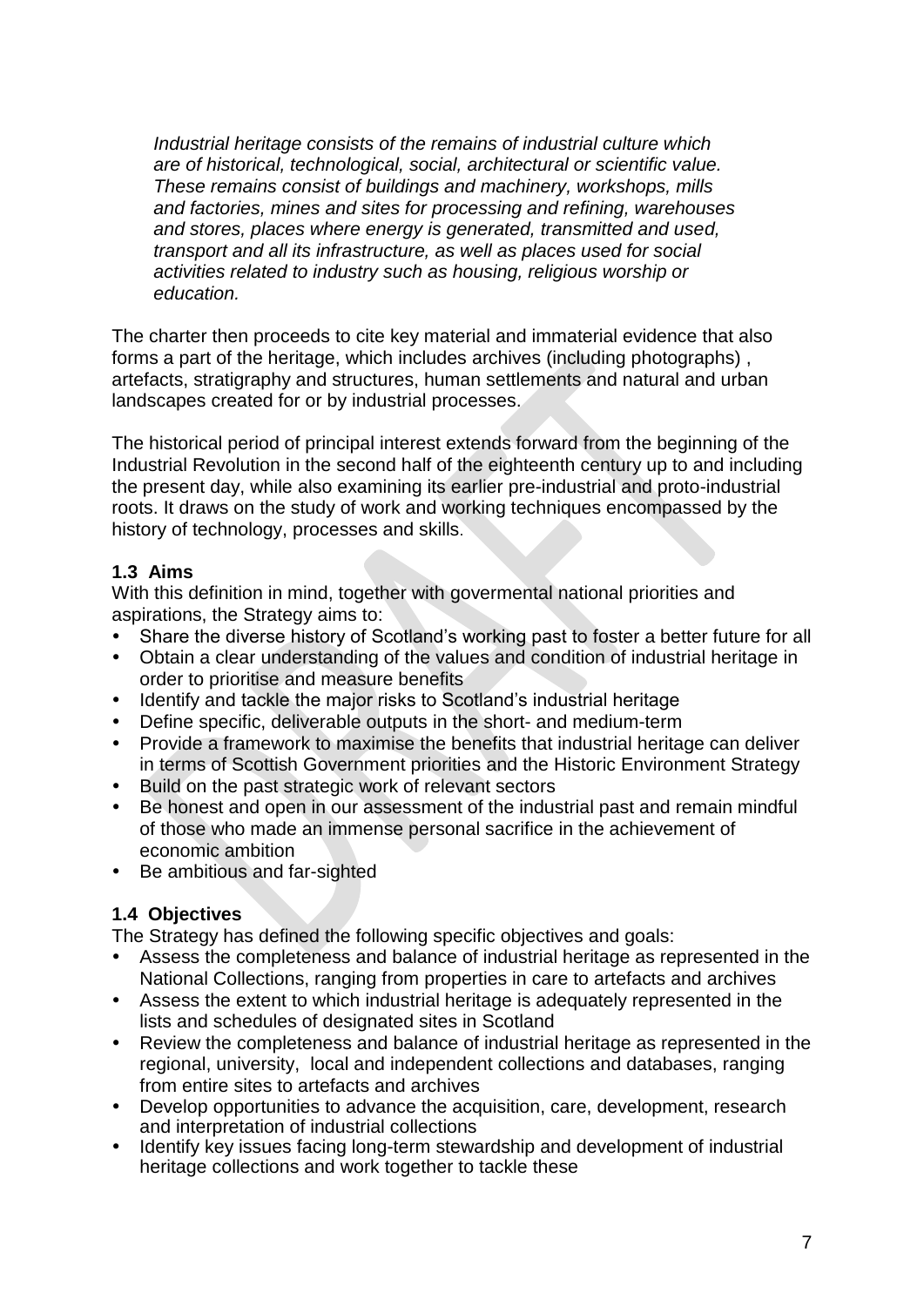*Industrial heritage consists of the remains of industrial culture which are of historical, technological, social, architectural or scientific value. These remains consist of buildings and machinery, workshops, mills and factories, mines and sites for processing and refining, warehouses and stores, places where energy is generated, transmitted and used, transport and all its infrastructure, as well as places used for social activities related to industry such as housing, religious worship or education.*

The charter then proceeds to cite key material and immaterial evidence that also forms a part of the heritage, which includes archives (including photographs) , artefacts, stratigraphy and structures, human settlements and natural and urban landscapes created for or by industrial processes.

The historical period of principal interest extends forward from the beginning of the Industrial Revolution in the second half of the eighteenth century up to and including the present day, while also examining its earlier pre-industrial and proto-industrial roots. It draws on the study of work and working techniques encompassed by the history of technology, processes and skills.

### 1.3 Aims

With this definition in mind, together with govermental national priorities and aspirations, the Strategy aims to:

- Share the diverse history of Scotland's working past to foster a better future for all
- Obtain a clear understanding of the values and condition of industrial heritage in order to prioritise and measure benefits
- Identify and tackle the major risks to Scotland's industrial heritage
- Define specific, deliverable outputs in the short- and medium-term
- Provide a framework to maximise the benefits that industrial heritage can deliver in terms of Scottish Government priorities and the Historic Environment Strategy
- Build on the past strategic work of relevant sectors
- Be honest and open in our assessment of the industrial past and remain mindful of those who made an immense personal sacrifice in the achievement of economic ambition
- Be ambitious and far-sighted

### 1.4 Objectives

The Strategy has defined the following specific objectives and goals:

- Assess the completeness and balance of industrial heritage as represented in the National Collections, ranging from properties in care to artefacts and archives
- Assess the extent to which industrial heritage is adequately represented in the lists and schedules of designated sites in Scotland
- Review the completeness and balance of industrial heritage as represented in the regional, university, local and independent collections and databases, ranging from entire sites to artefacts and archives
- Develop opportunities to advance the acquisition, care, development, research and interpretation of industrial collections
- Identify key issues facing long-term stewardship and development of industrial heritage collections and work together to tackle these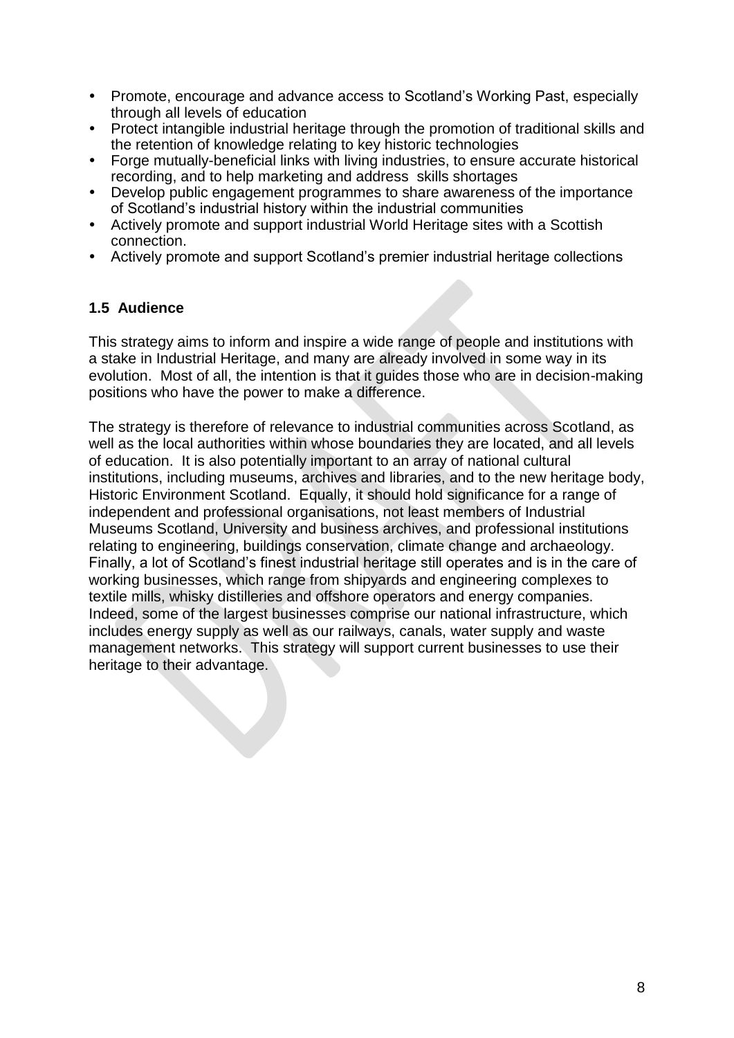- Promote, encourage and advance access to Scotland's Working Past, especially through all levels of education
- Protect intangible industrial heritage through the promotion of traditional skills and the retention of knowledge relating to key historic technologies
- Forge mutually-beneficial links with living industries, to ensure accurate historical recording, and to help marketing and address skills shortages
- Develop public engagement programmes to share awareness of the importance of Scotland's industrial history within the industrial communities
- Actively promote and support industrial World Heritage sites with a Scottish connection.
- Actively promote and support Scotland's premier industrial heritage collections

### 1.5 Audience

This strategy aims to inform and inspire a wide range of people and institutions with a stake in Industrial Heritage, and many are already involved in some way in its evolution. Most of all, the intention is that it guides those who are in decision-making positions who have the power to make a difference.

The strategy is therefore of relevance to industrial communities across Scotland, as well as the local authorities within whose boundaries they are located, and all levels of education. It is also potentially important to an array of national cultural institutions, including museums, archives and libraries, and to the new heritage body, Historic Environment Scotland. Equally, it should hold significance for a range of independent and professional organisations, not least members of Industrial Museums Scotland, University and business archives, and professional institutions relating to engineering, buildings conservation, climate change and archaeology. Finally, a lot of Scotland's finest industrial heritage still operates and is in the care of working businesses, which range from shipyards and engineering complexes to textile mills, whisky distilleries and offshore operators and energy companies. Indeed, some of the largest businesses comprise our national infrastructure, which includes energy supply as well as our railways, canals, water supply and waste management networks. This strategy will support current businesses to use their heritage to their advantage.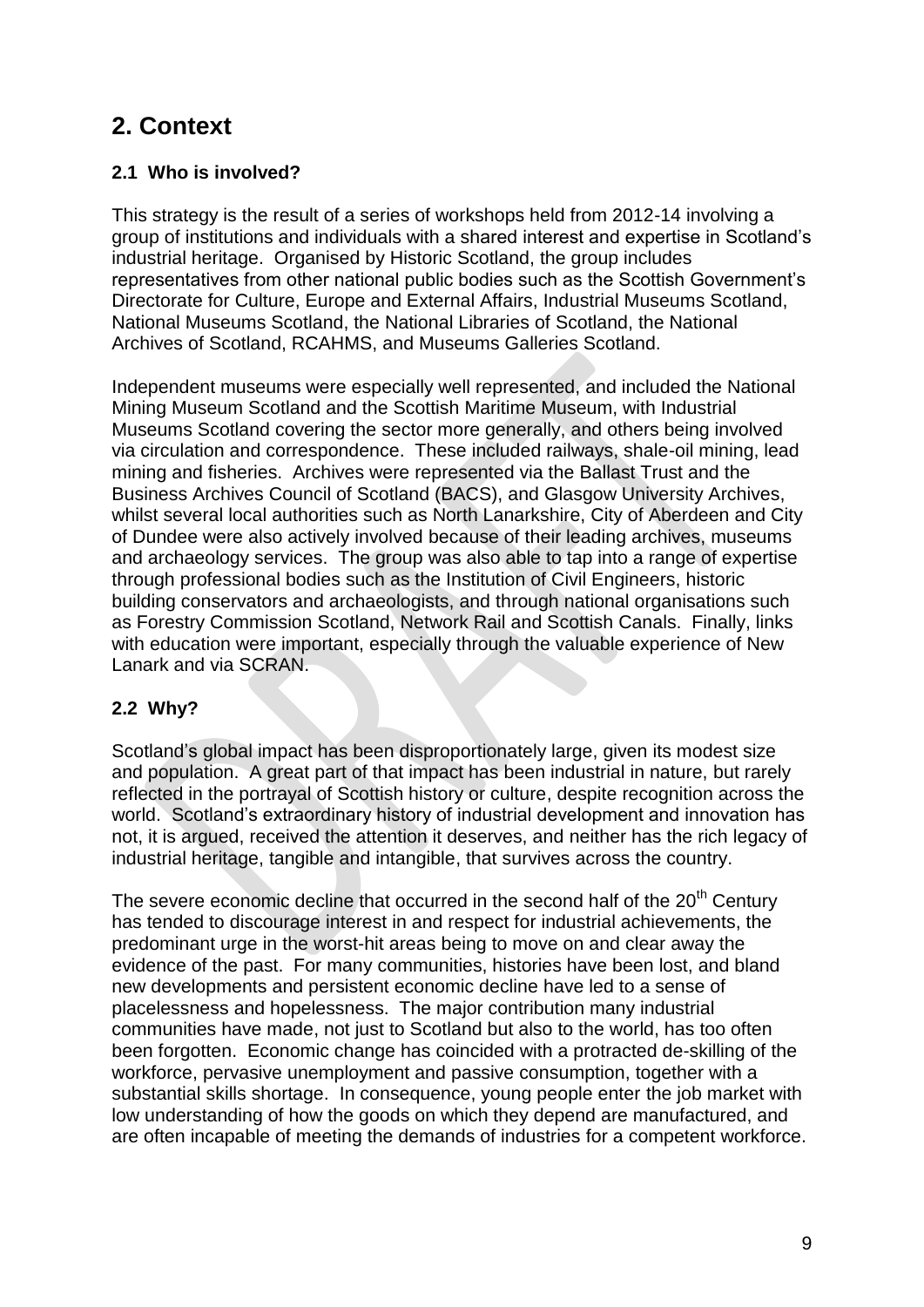# 2. Context

### 2.1 Who is involved?

This strategy is the result of a series of workshops held from 2012-14 involving a group of institutions and individuals with a shared interest and expertise in Scotland's industrial heritage. Organised by Historic Scotland, the group includes representatives from other national public bodies such as the Scottish Government's Directorate for Culture, Europe and External Affairs, Industrial Museums Scotland, National Museums Scotland, the National Libraries of Scotland, the National Archives of Scotland, RCAHMS, and Museums Galleries Scotland.

Independent museums were especially well represented, and included the National Mining Museum Scotland and the Scottish Maritime Museum, with Industrial Museums Scotland covering the sector more generally, and others being involved via circulation and correspondence. These included railways, shale-oil mining, lead mining and fisheries. Archives were represented via the Ballast Trust and the Business Archives Council of Scotland (BACS), and Glasgow University Archives, whilst several local authorities such as North Lanarkshire, City of Aberdeen and City of Dundee were also actively involved because of their leading archives, museums and archaeology services. The group was also able to tap into a range of expertise through professional bodies such as the Institution of Civil Engineers, historic building conservators and archaeologists, and through national organisations such as Forestry Commission Scotland, Network Rail and Scottish Canals. Finally, links with education were important, especially through the valuable experience of New Lanark and via SCRAN.

### 2.2 Why?

Scotland's global impact has been disproportionately large, given its modest size and population. A great part of that impact has been industrial in nature, but rarely reflected in the portrayal of Scottish history or culture, despite recognition across the world. Scotland's extraordinary history of industrial development and innovation has not, it is argued, received the attention it deserves, and neither has the rich legacy of industrial heritage, tangible and intangible, that survives across the country.

The severe economic decline that occurred in the second half of the 20th Century has tended to discourage interest in and respect for industrial achievements, the predominant urge in the worst-hit areas being to move on and clear away the evidence of the past. For many communities, histories have been lost, and bland new developments and persistent economic decline have led to a sense of placelessness and hopelessness. The major contribution many industrial communities have made, not just to Scotland but also to the world, has too often been forgotten. Economic change has coincided with a protracted de-skilling of the workforce, pervasive unemployment and passive consumption, together with a substantial skills shortage. In consequence, young people enter the job market with low understanding of how the goods on which they depend are manufactured, and are often incapable of meeting the demands of industries for a competent workforce.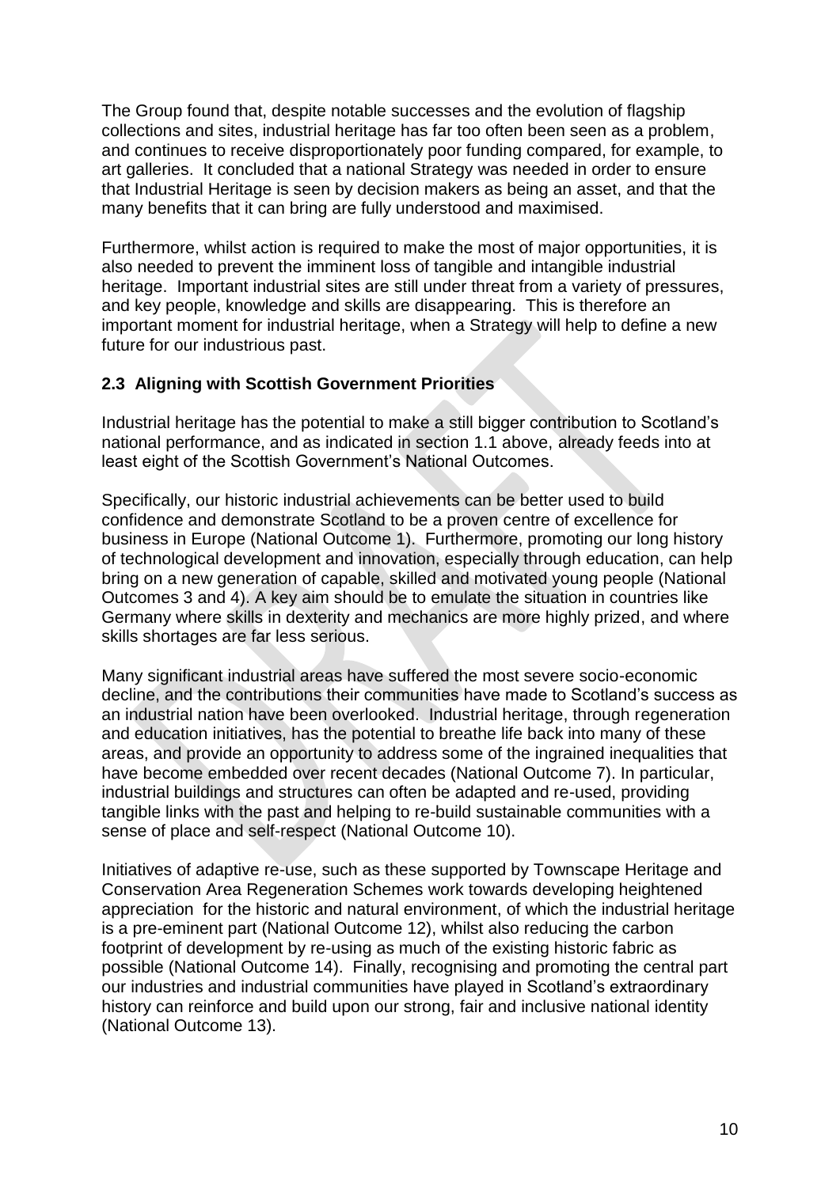The Group found that, despite notable successes and the evolution of flagship collections and sites, industrial heritage has far too often been seen as a problem, and continues to receive disproportionately poor funding compared, for example, to art galleries. It concluded that a national Strategy was needed in order to ensure that Industrial Heritage is seen by decision makers as being an asset, and that the many benefits that it can bring are fully understood and maximised.

Furthermore, whilst action is required to make the most of major opportunities, it is also needed to prevent the imminent loss of tangible and intangible industrial heritage. Important industrial sites are still under threat from a variety of pressures, and key people, knowledge and skills are disappearing. This is therefore an important moment for industrial heritage, when a Strategy will help to define a new future for our industrious past.

### 2.3 Aligning with Scottish Government Priorities

Industrial heritage has the potential to make a still bigger contribution to Scotland's national performance, and as indicated in section 1.1 above, already feeds into at least eight of the Scottish Government's National Outcomes.

Specifically, our historic industrial achievements can be better used to build confidence and demonstrate Scotland to be a proven centre of excellence for business in Europe (National Outcome 1). Furthermore, promoting our long history of technological development and innovation, especially through education, can help bring on a new generation of capable, skilled and motivated young people (National Outcomes 3 and 4). A key aim should be to emulate the situation in countries like Germany where skills in dexterity and mechanics are more highly prized, and where skills shortages are far less serious.

Many significant industrial areas have suffered the most severe socio-economic decline, and the contributions their communities have made to Scotland's success as an industrial nation have been overlooked. Industrial heritage, through regeneration and education initiatives, has the potential to breathe life back into many of these areas, and provide an opportunity to address some of the ingrained inequalities that have become embedded over recent decades (National Outcome 7). In particular, industrial buildings and structures can often be adapted and re-used, providing tangible links with the past and helping to re-build sustainable communities with a sense of place and self-respect (National Outcome 10).

Initiatives of adaptive re-use, such as these supported by Townscape Heritage and Conservation Area Regeneration Schemes work towards developing heightened appreciation for the historic and natural environment, of which the industrial heritage is a pre-eminent part (National Outcome 12), whilst also reducing the carbon footprint of development by re-using as much of the existing historic fabric as possible (National Outcome 14). Finally, recognising and promoting the central part our industries and industrial communities have played in Scotland's extraordinary history can reinforce and build upon our strong, fair and inclusive national identity (National Outcome 13).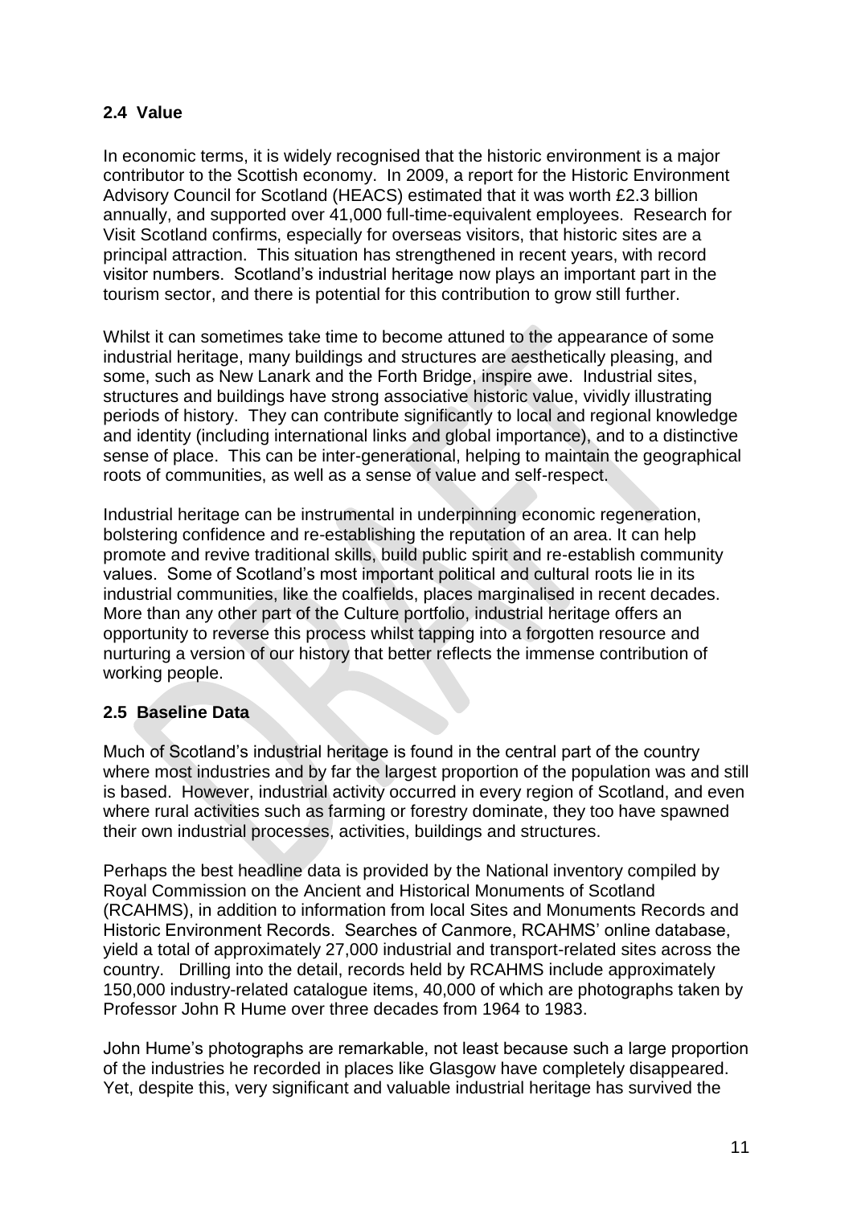### 2.4 Value

In economic terms, it is widely recognised that the historic environment is a major contributor to the Scottish economy. In 2009, a report for the Historic Environment Advisory Council for Scotland (HEACS) estimated that it was worth £2.3 billion annually, and supported over 41,000 full-time-equivalent employees. Research for Visit Scotland confirms, especially for overseas visitors, that historic sites are a principal attraction. This situation has strengthened in recent years, with record visitor numbers. Scotland's industrial heritage now plays an important part in the tourism sector, and there is potential for this contribution to grow still further.

Whilst it can sometimes take time to become attuned to the appearance of some industrial heritage, many buildings and structures are aesthetically pleasing, and some, such as New Lanark and the Forth Bridge, inspire awe. Industrial sites, structures and buildings have strong associative historic value, vividly illustrating periods of history. They can contribute significantly to local and regional knowledge and identity (including international links and global importance), and to a distinctive sense of place. This can be inter-generational, helping to maintain the geographical roots of communities, as well as a sense of value and self-respect.

Industrial heritage can be instrumental in underpinning economic regeneration, bolstering confidence and re-establishing the reputation of an area. It can help promote and revive traditional skills, build public spirit and re-establish community values. Some of Scotland's most important political and cultural roots lie in its industrial communities, like the coalfields, places marginalised in recent decades. More than any other part of the Culture portfolio, industrial heritage offers an opportunity to reverse this process whilst tapping into a forgotten resource and nurturing a version of our history that better reflects the immense contribution of working people.

### 2.5 Baseline Data

Much of Scotland's industrial heritage is found in the central part of the country where most industries and by far the largest proportion of the population was and still is based. However, industrial activity occurred in every region of Scotland, and even where rural activities such as farming or forestry dominate, they too have spawned their own industrial processes, activities, buildings and structures.

Perhaps the best headline data is provided by the National inventory compiled by Royal Commission on the Ancient and Historical Monuments of Scotland (RCAHMS), in addition to information from local Sites and Monuments Records and Historic Environment Records. Searches of Canmore, RCAHMS' online database, yield a total of approximately 27,000 industrial and transport-related sites across the country. Drilling into the detail, records held by RCAHMS include approximately 150,000 industry-related catalogue items, 40,000 of which are photographs taken by Professor John R Hume over three decades from 1964 to 1983.

John Hume's photographs are remarkable, not least because such a large proportion of the industries he recorded in places like Glasgow have completely disappeared. Yet, despite this, very significant and valuable industrial heritage has survived the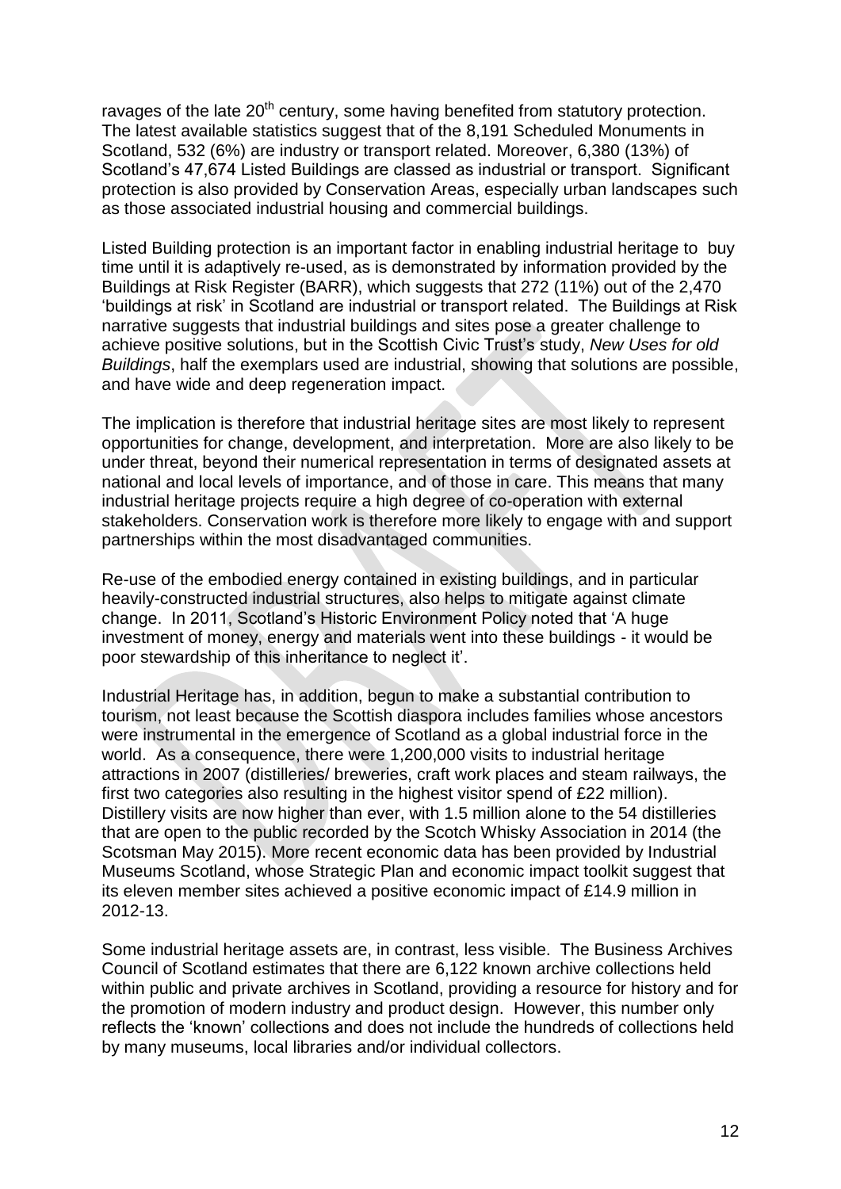ravages of the late 20$^{th}$ century, some having benefited from statutory protection. The latest available statistics suggest that of the 8,191 Scheduled Monuments in Scotland, 532 (6%) are industry or transport related. Moreover, 6,380 (13%) of Scotland's 47,674 Listed Buildings are classed as industrial or transport. Significant protection is also provided by Conservation Areas, especially urban landscapes such as those associated industrial housing and commercial buildings.

Listed Building protection is an important factor in enabling industrial heritage to buy time until it is adaptively re-used, as is demonstrated by information provided by the Buildings at Risk Register (BARR), which suggests that 272 (11%) out of the 2,470 'buildings at risk' in Scotland are industrial or transport related. The Buildings at Risk narrative suggests that industrial buildings and sites pose a greater challenge to achieve positive solutions, but in the Scottish Civic Trust's study, *New Uses for old Buildings*, half the exemplars used are industrial, showing that solutions are possible, and have wide and deep regeneration impact.

The implication is therefore that industrial heritage sites are most likely to represent opportunities for change, development, and interpretation. More are also likely to be under threat, beyond their numerical representation in terms of designated assets at national and local levels of importance, and of those in care. This means that many industrial heritage projects require a high degree of co-operation with external stakeholders. Conservation work is therefore more likely to engage with and support partnerships within the most disadvantaged communities.

Re-use of the embodied energy contained in existing buildings, and in particular heavily-constructed industrial structures, also helps to mitigate against climate change. In 2011, Scotland's Historic Environment Policy noted that 'A huge investment of money, energy and materials went into these buildings - it would be poor stewardship of this inheritance to neglect it'.

Industrial Heritage has, in addition, begun to make a substantial contribution to tourism, not least because the Scottish diaspora includes families whose ancestors were instrumental in the emergence of Scotland as a global industrial force in the world. As a consequence, there were 1,200,000 visits to industrial heritage attractions in 2007 (distilleries/ breweries, craft work places and steam railways, the first two categories also resulting in the highest visitor spend of £22 million). Distillery visits are now higher than ever, with 1.5 million alone to the 54 distilleries that are open to the public recorded by the Scotch Whisky Association in 2014 (the Scotsman May 2015). More recent economic data has been provided by Industrial Museums Scotland, whose Strategic Plan and economic impact toolkit suggest that its eleven member sites achieved a positive economic impact of £14.9 million in 2012-13.

Some industrial heritage assets are, in contrast, less visible. The Business Archives Council of Scotland estimates that there are 6,122 known archive collections held within public and private archives in Scotland, providing a resource for history and for the promotion of modern industry and product design. However, this number only reflects the 'known' collections and does not include the hundreds of collections held by many museums, local libraries and/or individual collectors.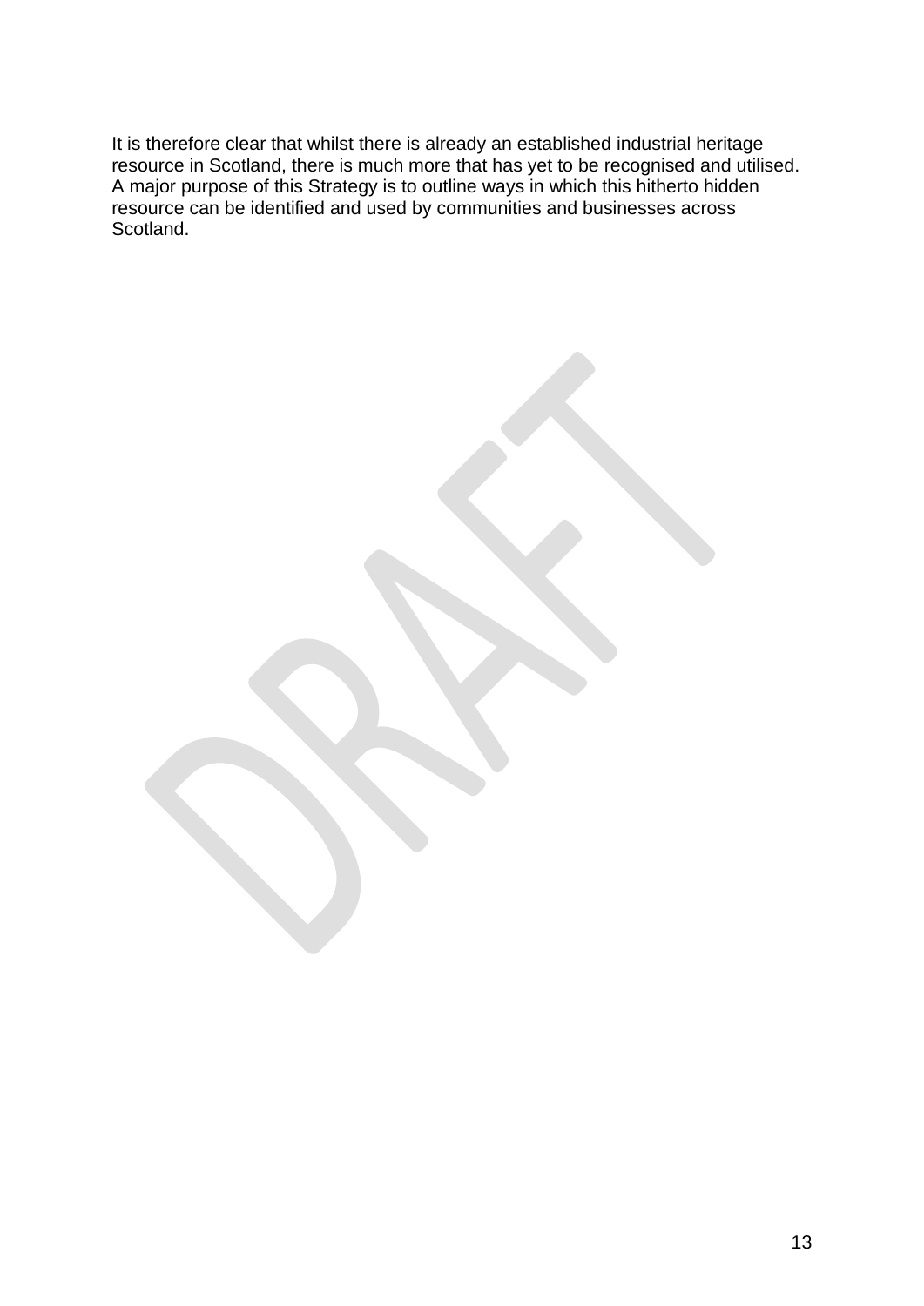It is therefore clear that whilst there is already an established industrial heritage resource in Scotland, there is much more that has yet to be recognised and utilised. A major purpose of this Strategy is to outline ways in which this hitherto hidden resource can be identified and used by communities and businesses across Scotland.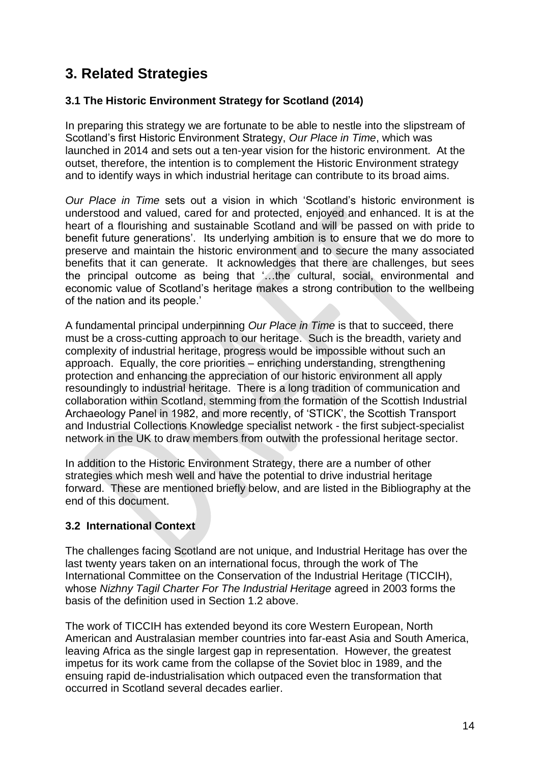# 3. Related Strategies

### 3.1 The Historic Environment Strategy for Scotland (2014)

In preparing this strategy we are fortunate to be able to nestle into the slipstream of Scotland's first Historic Environment Strategy, *Our Place in Time*, which was launched in 2014 and sets out a ten-year vision for the historic environment. At the outset, therefore, the intention is to complement the Historic Environment strategy and to identify ways in which industrial heritage can contribute to its broad aims.

*Our Place in Time* sets out a vision in which 'Scotland's historic environment is understood and valued, cared for and protected, enjoyed and enhanced. It is at the heart of a flourishing and sustainable Scotland and will be passed on with pride to benefit future generations'. Its underlying ambition is to ensure that we do more to preserve and maintain the historic environment and to secure the many associated benefits that it can generate. It acknowledges that there are challenges, but sees the principal outcome as being that '…the cultural, social, environmental and economic value of Scotland's heritage makes a strong contribution to the wellbeing of the nation and its people.'

A fundamental principal underpinning *Our Place in Time* is that to succeed, there must be a cross-cutting approach to our heritage. Such is the breadth, variety and complexity of industrial heritage, progress would be impossible without such an approach. Equally, the core priorities – enriching understanding, strengthening protection and enhancing the appreciation of our historic environment all apply resoundingly to industrial heritage. There is a long tradition of communication and collaboration within Scotland, stemming from the formation of the Scottish Industrial Archaeology Panel in 1982, and more recently, of 'STICK', the Scottish Transport and Industrial Collections Knowledge specialist network - the first subject-specialist network in the UK to draw members from outwith the professional heritage sector.

In addition to the Historic Environment Strategy, there are a number of other strategies which mesh well and have the potential to drive industrial heritage forward. These are mentioned briefly below, and are listed in the Bibliography at the end of this document.

### 3.2 International Context

The challenges facing Scotland are not unique, and Industrial Heritage has over the last twenty years taken on an international focus, through the work of The International Committee on the Conservation of the Industrial Heritage (TICCIH), whose *Nizhny Tagil Charter For The Industrial Heritage* agreed in 2003 forms the basis of the definition used in Section 1.2 above.

The work of TICCIH has extended beyond its core Western European, North American and Australasian member countries into far-east Asia and South America, leaving Africa as the single largest gap in representation. However, the greatest impetus for its work came from the collapse of the Soviet bloc in 1989, and the ensuing rapid de-industrialisation which outpaced even the transformation that occurred in Scotland several decades earlier.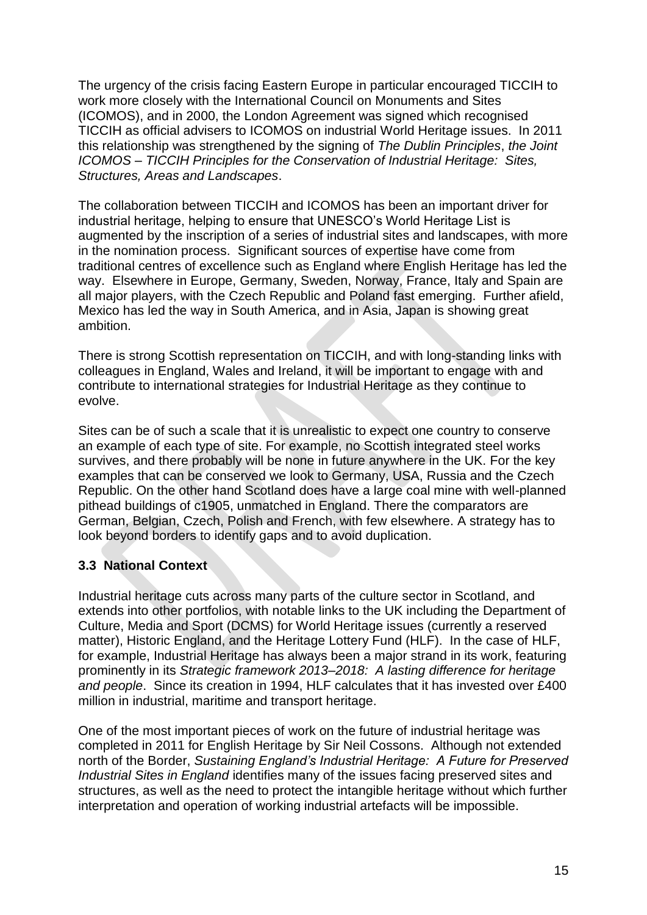The urgency of the crisis facing Eastern Europe in particular encouraged TICCIH to work more closely with the International Council on Monuments and Sites (ICOMOS), and in 2000, the London Agreement was signed which recognised TICCIH as official advisers to ICOMOS on industrial World Heritage issues. In 2011 this relationship was strengthened by the signing of *The Dublin Principles*, *the Joint ICOMOS – TICCIH Principles for the Conservation of Industrial Heritage: Sites, Structures, Areas and Landscapes*.

The collaboration between TICCIH and ICOMOS has been an important driver for industrial heritage, helping to ensure that UNESCO's World Heritage List is augmented by the inscription of a series of industrial sites and landscapes, with more in the nomination process. Significant sources of expertise have come from traditional centres of excellence such as England where English Heritage has led the way. Elsewhere in Europe, Germany, Sweden, Norway, France, Italy and Spain are all major players, with the Czech Republic and Poland fast emerging. Further afield, Mexico has led the way in South America, and in Asia, Japan is showing great ambition.

There is strong Scottish representation on TICCIH, and with long-standing links with colleagues in England, Wales and Ireland, it will be important to engage with and contribute to international strategies for Industrial Heritage as they continue to evolve.

Sites can be of such a scale that it is unrealistic to expect one country to conserve an example of each type of site. For example, no Scottish integrated steel works survives, and there probably will be none in future anywhere in the UK. For the key examples that can be conserved we look to Germany, USA, Russia and the Czech Republic. On the other hand Scotland does have a large coal mine with well-planned pithead buildings of c1905, unmatched in England. There the comparators are German, Belgian, Czech, Polish and French, with few elsewhere. A strategy has to look beyond borders to identify gaps and to avoid duplication.

### 3.3 National Context

Industrial heritage cuts across many parts of the culture sector in Scotland, and extends into other portfolios, with notable links to the UK including the Department of Culture, Media and Sport (DCMS) for World Heritage issues (currently a reserved matter), Historic England, and the Heritage Lottery Fund (HLF). In the case of HLF, for example, Industrial Heritage has always been a major strand in its work, featuring prominently in its *Strategic framework 2013–2018: A lasting difference for heritage and people*. Since its creation in 1994, HLF calculates that it has invested over £400 million in industrial, maritime and transport heritage.

One of the most important pieces of work on the future of industrial heritage was completed in 2011 for English Heritage by Sir Neil Cossons. Although not extended north of the Border, *Sustaining England's Industrial Heritage: A Future for Preserved Industrial Sites in England* identifies many of the issues facing preserved sites and structures, as well as the need to protect the intangible heritage without which further interpretation and operation of working industrial artefacts will be impossible.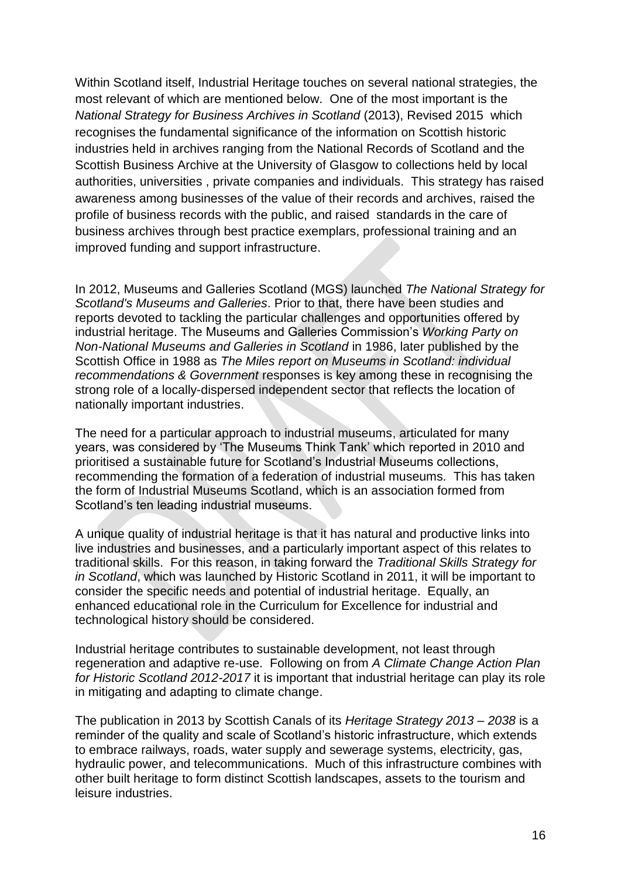Within Scotland itself, Industrial Heritage touches on several national strategies, the most relevant of which are mentioned below. One of the most important is the *National Strategy for Business Archives in Scotland* (2013), Revised 2015 which recognises the fundamental significance of the information on Scottish historic industries held in archives ranging from the National Records of Scotland and the Scottish Business Archive at the University of Glasgow to collections held by local authorities, universities , private companies and individuals. This strategy has raised awareness among businesses of the value of their records and archives, raised the profile of business records with the public, and raised standards in the care of business archives through best practice exemplars, professional training and an improved funding and support infrastructure.

In 2012, Museums and Galleries Scotland (MGS) launched *The National Strategy for Scotland's Museums and Galleries*. Prior to that, there have been studies and reports devoted to tackling the particular challenges and opportunities offered by industrial heritage. The Museums and Galleries Commission's *Working Party on Non-National Museums and Galleries in Scotland* in 1986, later published by the Scottish Office in 1988 as *The Miles report on Museums in Scotland: individual recommendations & Government* responses is key among these in recognising the strong role of a locally-dispersed independent sector that reflects the location of nationally important industries.

The need for a particular approach to industrial museums, articulated for many years, was considered by 'The Museums Think Tank' which reported in 2010 and prioritised a sustainable future for Scotland's Industrial Museums collections, recommending the formation of a federation of industrial museums. This has taken the form of Industrial Museums Scotland, which is an association formed from Scotland's ten leading industrial museums.

A unique quality of industrial heritage is that it has natural and productive links into live industries and businesses, and a particularly important aspect of this relates to traditional skills. For this reason, in taking forward the *Traditional Skills Strategy for in Scotland*, which was launched by Historic Scotland in 2011, it will be important to consider the specific needs and potential of industrial heritage. Equally, an enhanced educational role in the Curriculum for Excellence for industrial and technological history should be considered.

Industrial heritage contributes to sustainable development, not least through regeneration and adaptive re-use. Following on from *A Climate Change Action Plan for Historic Scotland 2012-2017* it is important that industrial heritage can play its role in mitigating and adapting to climate change.

The publication in 2013 by Scottish Canals of its *Heritage Strategy 2013 – 2038* is a reminder of the quality and scale of Scotland's historic infrastructure, which extends to embrace railways, roads, water supply and sewerage systems, electricity, gas, hydraulic power, and telecommunications. Much of this infrastructure combines with other built heritage to form distinct Scottish landscapes, assets to the tourism and leisure industries.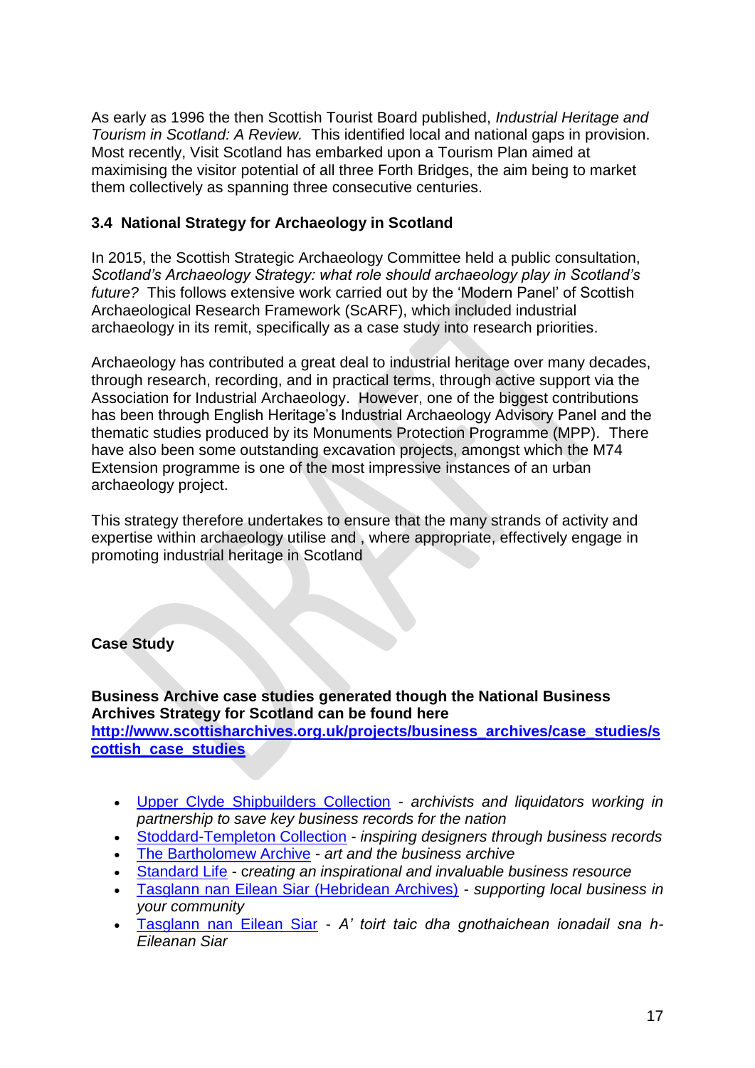As early as 1996 the then Scottish Tourist Board published, *Industrial Heritage and Tourism in Scotland: A Review.* This identified local and national gaps in provision. Most recently, Visit Scotland has embarked upon a Tourism Plan aimed at maximising the visitor potential of all three Forth Bridges, the aim being to market them collectively as spanning three consecutive centuries.

### 3.4 National Strategy for Archaeology in Scotland

In 2015, the Scottish Strategic Archaeology Committee held a public consultation, *Scotland's Archaeology Strategy: what role should archaeology play in Scotland's future?* This follows extensive work carried out by the 'Modern Panel' of Scottish Archaeological Research Framework (ScARF), which included industrial archaeology in its remit, specifically as a case study into research priorities.

Archaeology has contributed a great deal to industrial heritage over many decades, through research, recording, and in practical terms, through active support via the Association for Industrial Archaeology. However, one of the biggest contributions has been through English Heritage's Industrial Archaeology Advisory Panel and the thematic studies produced by its Monuments Protection Programme (MPP). There have also been some outstanding excavation projects, amongst which the M74 Extension programme is one of the most impressive instances of an urban archaeology project.

This strategy therefore undertakes to ensure that the many strands of activity and expertise within archaeology utilise and , where appropriate, effectively engage in promoting industrial heritage in Scotland

**Case Study**

**Business Archive case studies generated though the National Business Archives Strategy for Scotland can be found here [http://www.scottisharchives.org.uk/projects/business_archives/case_studies/scottish_case_studies](http://www.scottisharchives.org.uk/projects/business_archives/case_studies/scottish_case_studies)**

- Upper Clyde Shipbuilders Collection - *archivists and liquidators working in partnership to save key business records for the nation*
- Stoddard-Templeton Collection - *inspiring designers through business records*
- The Bartholomew Archive - *art and the business archive*
- Standard Life - *creating an inspirational and invaluable business resource*
- Tasglann nan Eilean Siar (Hebridean Archives) - *supporting local business in your community*
- Tasglann nan Eilean Siar - *A' toirt taic dha gnothaichean ionadail sna h-Eileanan Siar*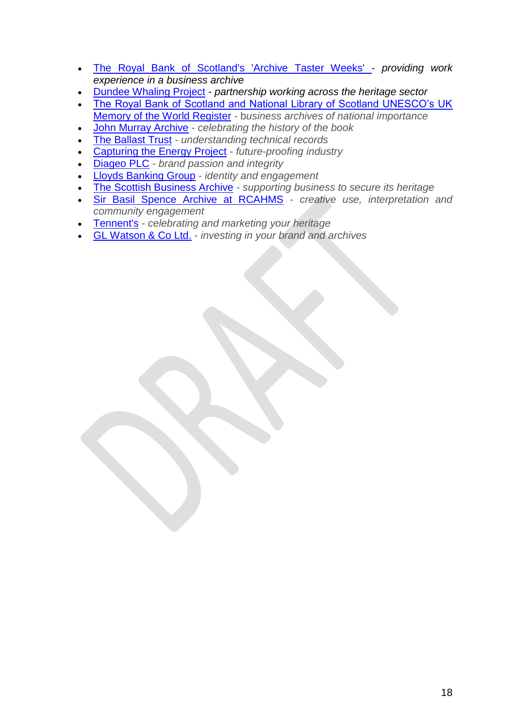- [The Royal Bank of Scotland's 'Archive Taster Weeks'] - *providing work experience in a business archive*
- [Dundee Whaling Project] - *partnership working across the heritage sector*
- [The Royal Bank of Scotland and National Library of Scotland UNESCO's UK Memory of the World Register] - b*usiness archives of national importance*
- [John Murray Archive] - *celebrating the history of the book*
- [The Ballast Trust] - *understanding technical records*
- [Capturing the Energy Project] - *future-proofing industry*
- [Diageo PLC] - *brand passion and integrity*
- [Lloyds Banking Group] - *identity and engagement*
- [The Scottish Business Archive] - *supporting business to secure its heritage*
- [Sir Basil Spence Archive at RCAHMS] - *creative use, interpretation and community engagement*
- [Tennent's] - *celebrating and marketing your heritage*
- [GL Watson & Co Ltd.] - *investing in your brand and archives*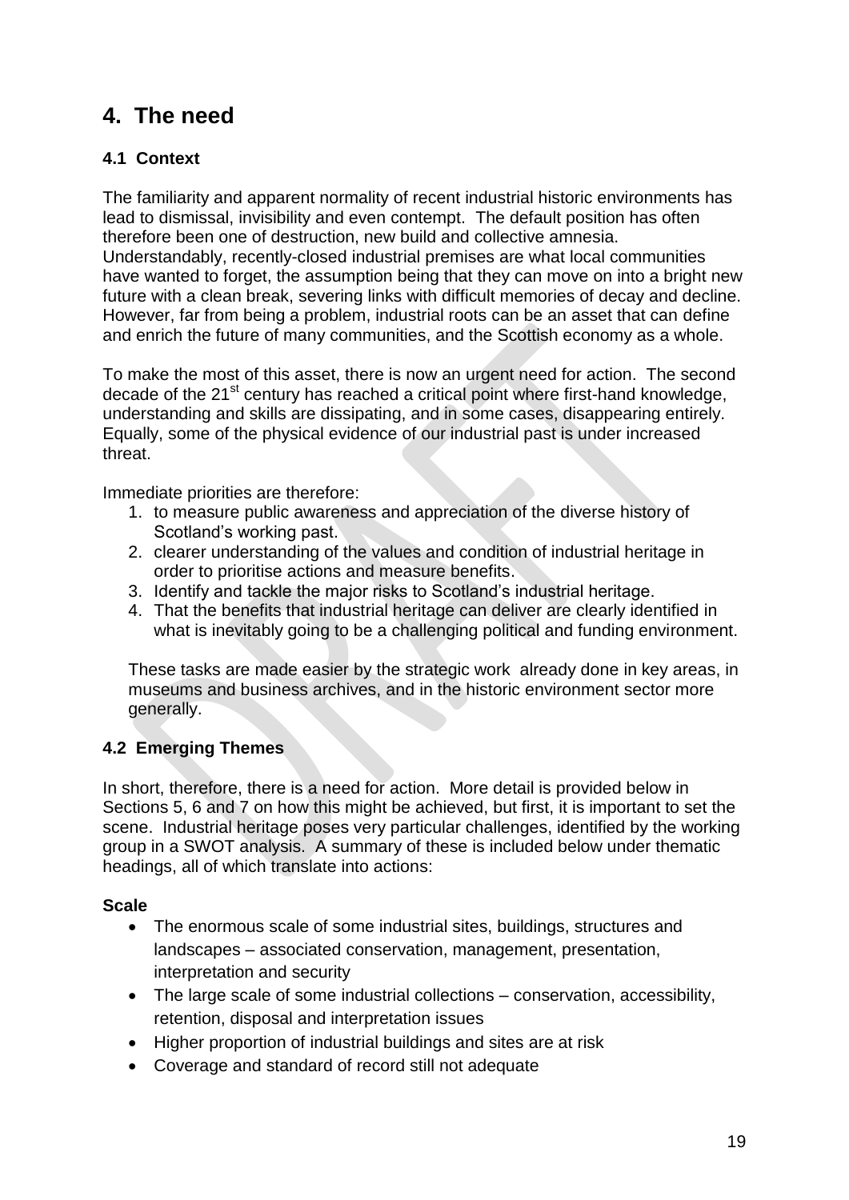## 4. The need

### 4.1 Context

The familiarity and apparent normality of recent industrial historic environments has lead to dismissal, invisibility and even contempt. The default position has often therefore been one of destruction, new build and collective amnesia. Understandably, recently-closed industrial premises are what local communities have wanted to forget, the assumption being that they can move on into a bright new future with a clean break, severing links with difficult memories of decay and decline. However, far from being a problem, industrial roots can be an asset that can define and enrich the future of many communities, and the Scottish economy as a whole.

To make the most of this asset, there is now an urgent need for action. The second decade of the 21st century has reached a critical point where first-hand knowledge, understanding and skills are dissipating, and in some cases, disappearing entirely. Equally, some of the physical evidence of our industrial past is under increased threat.

Immediate priorities are therefore:

1. to measure public awareness and appreciation of the diverse history of Scotland's working past.
2. clearer understanding of the values and condition of industrial heritage in order to prioritise actions and measure benefits.
3. Identify and tackle the major risks to Scotland's industrial heritage.
4. That the benefits that industrial heritage can deliver are clearly identified in what is inevitably going to be a challenging political and funding environment.

These tasks are made easier by the strategic work already done in key areas, in museums and business archives, and in the historic environment sector more generally.

### 4.2 Emerging Themes

In short, therefore, there is a need for action. More detail is provided below in Sections 5, 6 and 7 on how this might be achieved, but first, it is important to set the scene. Industrial heritage poses very particular challenges, identified by the working group in a SWOT analysis. A summary of these is included below under thematic headings, all of which translate into actions:

**Scale**

- The enormous scale of some industrial sites, buildings, structures and landscapes – associated conservation, management, presentation, interpretation and security
- The large scale of some industrial collections – conservation, accessibility, retention, disposal and interpretation issues
- Higher proportion of industrial buildings and sites are at risk
- Coverage and standard of record still not adequate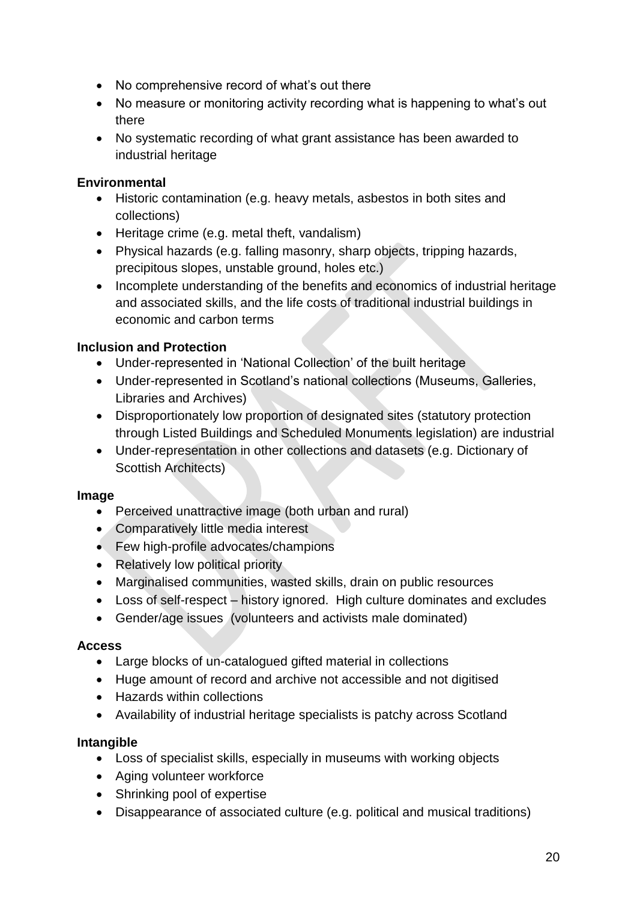- No comprehensive record of what's out there
- No measure or monitoring activity recording what is happening to what's out there
- No systematic recording of what grant assistance has been awarded to industrial heritage

**Environmental**

- Historic contamination (e.g. heavy metals, asbestos in both sites and collections)
- Heritage crime (e.g. metal theft, vandalism)
- Physical hazards (e.g. falling masonry, sharp objects, tripping hazards, precipitous slopes, unstable ground, holes etc.)
- Incomplete understanding of the benefits and economics of industrial heritage and associated skills, and the life costs of traditional industrial buildings in economic and carbon terms

**Inclusion and Protection**

- Under-represented in 'National Collection' of the built heritage
- Under-represented in Scotland's national collections (Museums, Galleries, Libraries and Archives)
- Disproportionately low proportion of designated sites (statutory protection through Listed Buildings and Scheduled Monuments legislation) are industrial
- Under-representation in other collections and datasets (e.g. Dictionary of Scottish Architects)

**Image**

- Perceived unattractive image (both urban and rural)
- Comparatively little media interest
- Few high-profile advocates/champions
- Relatively low political priority
- Marginalised communities, wasted skills, drain on public resources
- Loss of self-respect – history ignored. High culture dominates and excludes
- Gender/age issues (volunteers and activists male dominated)

**Access**

- Large blocks of un-catalogued gifted material in collections
- Huge amount of record and archive not accessible and not digitised
- Hazards within collections
- Availability of industrial heritage specialists is patchy across Scotland

**Intangible**

- Loss of specialist skills, especially in museums with working objects
- Aging volunteer workforce
- Shrinking pool of expertise
- Disappearance of associated culture (e.g. political and musical traditions)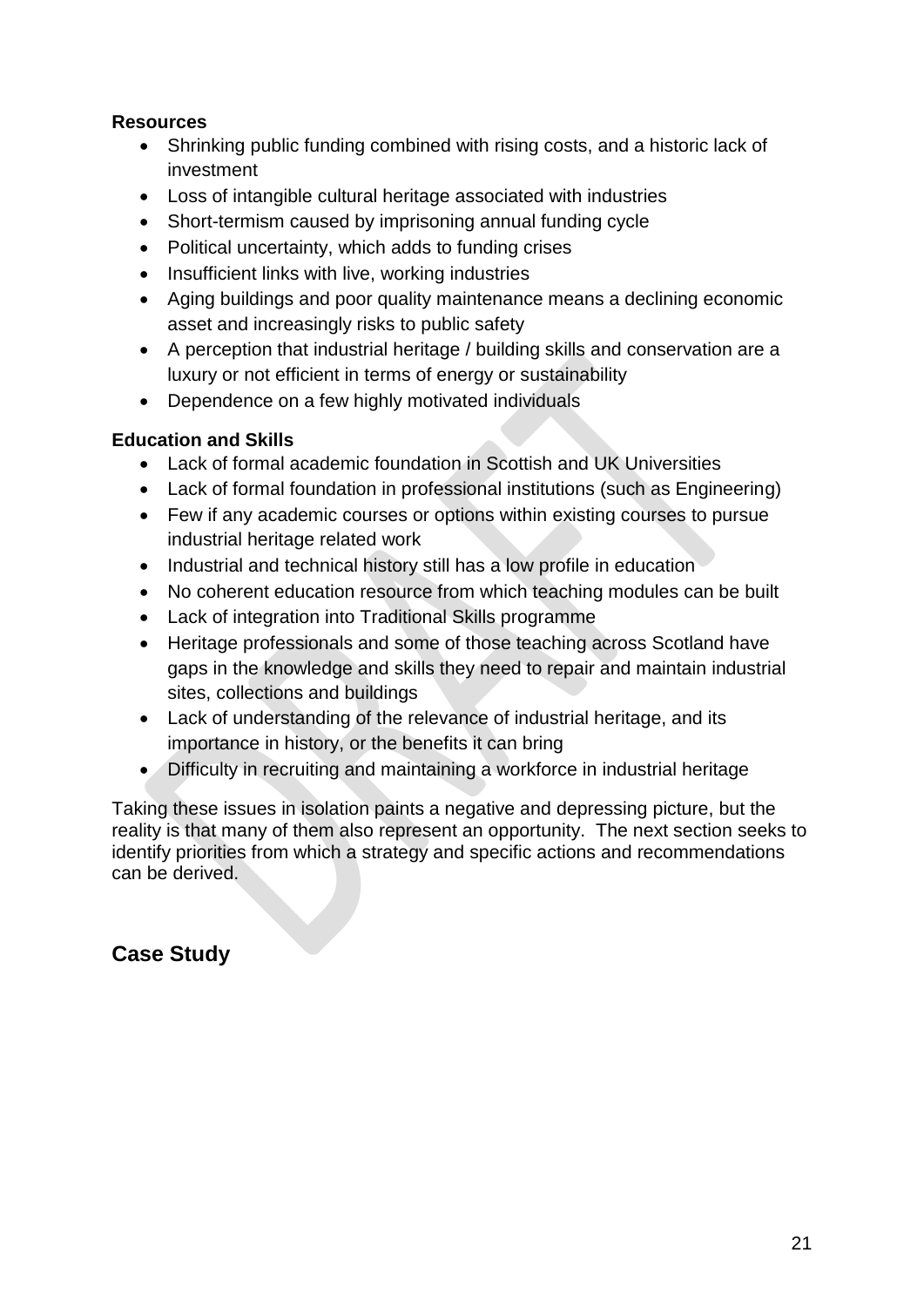**Resources**

- Shrinking public funding combined with rising costs, and a historic lack of investment
- Loss of intangible cultural heritage associated with industries
- Short-termism caused by imprisoning annual funding cycle
- Political uncertainty, which adds to funding crises
- Insufficient links with live, working industries
- Aging buildings and poor quality maintenance means a declining economic asset and increasingly risks to public safety
- A perception that industrial heritage / building skills and conservation are a luxury or not efficient in terms of energy or sustainability
- Dependence on a few highly motivated individuals

**Education and Skills**

- Lack of formal academic foundation in Scottish and UK Universities
- Lack of formal foundation in professional institutions (such as Engineering)
- Few if any academic courses or options within existing courses to pursue industrial heritage related work
- Industrial and technical history still has a low profile in education
- No coherent education resource from which teaching modules can be built
- Lack of integration into Traditional Skills programme
- Heritage professionals and some of those teaching across Scotland have gaps in the knowledge and skills they need to repair and maintain industrial sites, collections and buildings
- Lack of understanding of the relevance of industrial heritage, and its importance in history, or the benefits it can bring
- Difficulty in recruiting and maintaining a workforce in industrial heritage

Taking these issues in isolation paints a negative and depressing picture, but the reality is that many of them also represent an opportunity. The next section seeks to identify priorities from which a strategy and specific actions and recommendations can be derived.

## Case Study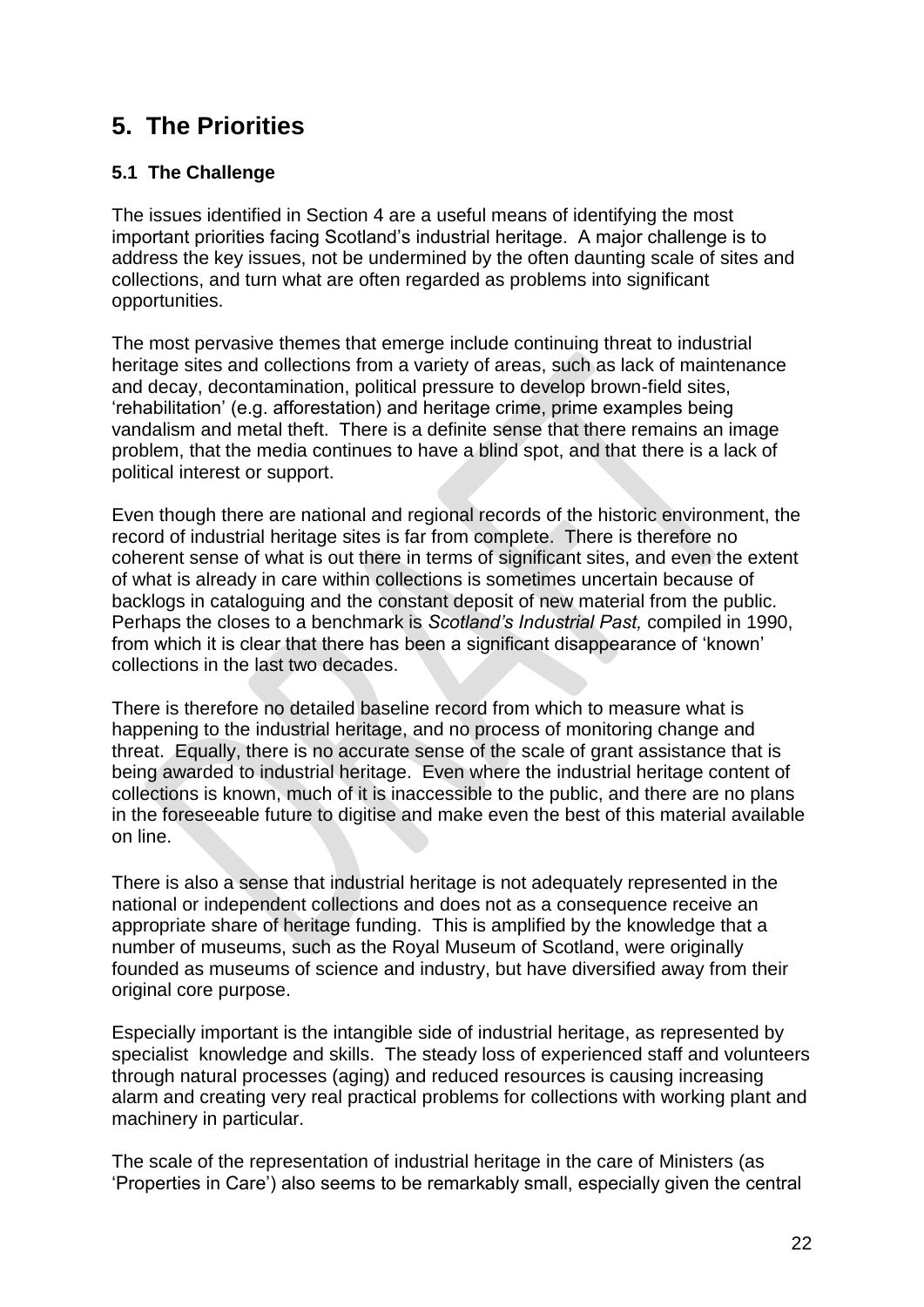# 5. The Priorities

## 5.1 The Challenge

The issues identified in Section 4 are a useful means of identifying the most important priorities facing Scotland's industrial heritage. A major challenge is to address the key issues, not be undermined by the often daunting scale of sites and collections, and turn what are often regarded as problems into significant opportunities.

The most pervasive themes that emerge include continuing threat to industrial heritage sites and collections from a variety of areas, such as lack of maintenance and decay, decontamination, political pressure to develop brown-field sites, 'rehabilitation' (e.g. afforestation) and heritage crime, prime examples being vandalism and metal theft. There is a definite sense that there remains an image problem, that the media continues to have a blind spot, and that there is a lack of political interest or support.

Even though there are national and regional records of the historic environment, the record of industrial heritage sites is far from complete. There is therefore no coherent sense of what is out there in terms of significant sites, and even the extent of what is already in care within collections is sometimes uncertain because of backlogs in cataloguing and the constant deposit of new material from the public. Perhaps the closes to a benchmark is *Scotland's Industrial Past,* compiled in 1990, from which it is clear that there has been a significant disappearance of 'known' collections in the last two decades.

There is therefore no detailed baseline record from which to measure what is happening to the industrial heritage, and no process of monitoring change and threat. Equally, there is no accurate sense of the scale of grant assistance that is being awarded to industrial heritage. Even where the industrial heritage content of collections is known, much of it is inaccessible to the public, and there are no plans in the foreseeable future to digitise and make even the best of this material available on line.

There is also a sense that industrial heritage is not adequately represented in the national or independent collections and does not as a consequence receive an appropriate share of heritage funding. This is amplified by the knowledge that a number of museums, such as the Royal Museum of Scotland, were originally founded as museums of science and industry, but have diversified away from their original core purpose.

Especially important is the intangible side of industrial heritage, as represented by specialist knowledge and skills. The steady loss of experienced staff and volunteers through natural processes (aging) and reduced resources is causing increasing alarm and creating very real practical problems for collections with working plant and machinery in particular.

The scale of the representation of industrial heritage in the care of Ministers (as 'Properties in Care') also seems to be remarkably small, especially given the central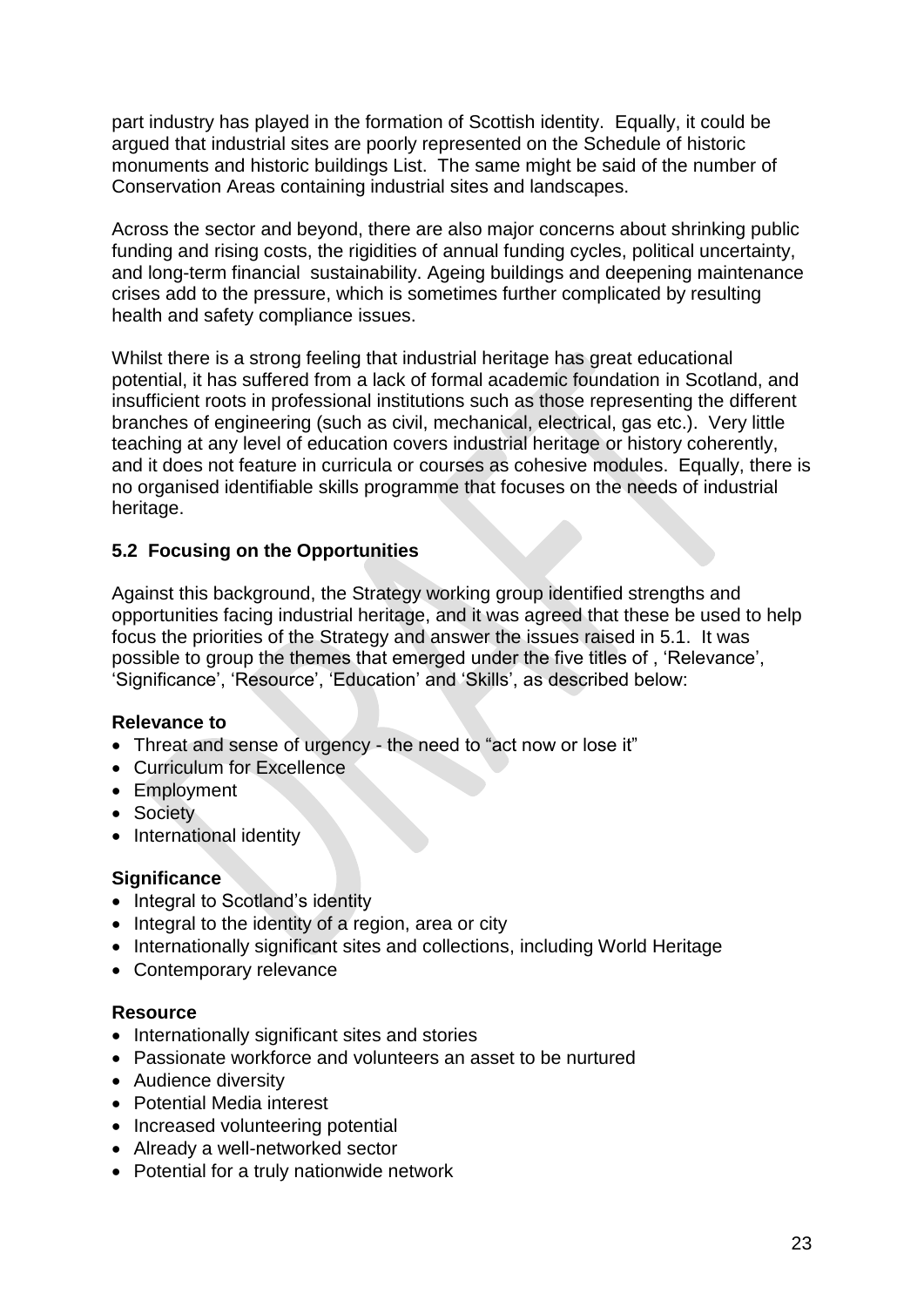part industry has played in the formation of Scottish identity. Equally, it could be argued that industrial sites are poorly represented on the Schedule of historic monuments and historic buildings List. The same might be said of the number of Conservation Areas containing industrial sites and landscapes.

Across the sector and beyond, there are also major concerns about shrinking public funding and rising costs, the rigidities of annual funding cycles, political uncertainty, and long-term financial sustainability. Ageing buildings and deepening maintenance crises add to the pressure, which is sometimes further complicated by resulting health and safety compliance issues.

Whilst there is a strong feeling that industrial heritage has great educational potential, it has suffered from a lack of formal academic foundation in Scotland, and insufficient roots in professional institutions such as those representing the different branches of engineering (such as civil, mechanical, electrical, gas etc.). Very little teaching at any level of education covers industrial heritage or history coherently, and it does not feature in curricula or courses as cohesive modules. Equally, there is no organised identifiable skills programme that focuses on the needs of industrial heritage.

### 5.2 Focusing on the Opportunities

Against this background, the Strategy working group identified strengths and opportunities facing industrial heritage, and it was agreed that these be used to help focus the priorities of the Strategy and answer the issues raised in 5.1. It was possible to group the themes that emerged under the five titles of , 'Relevance', 'Significance', 'Resource', 'Education' and 'Skills', as described below:

**Relevance to**

- Threat and sense of urgency - the need to "act now or lose it"
- Curriculum for Excellence
- Employment
- Society
- International identity

**Significance**

- Integral to Scotland's identity
- Integral to the identity of a region, area or city
- Internationally significant sites and collections, including World Heritage
- Contemporary relevance

**Resource**

- Internationally significant sites and stories
- Passionate workforce and volunteers an asset to be nurtured
- Audience diversity
- Potential Media interest
- Increased volunteering potential
- Already a well-networked sector
- Potential for a truly nationwide network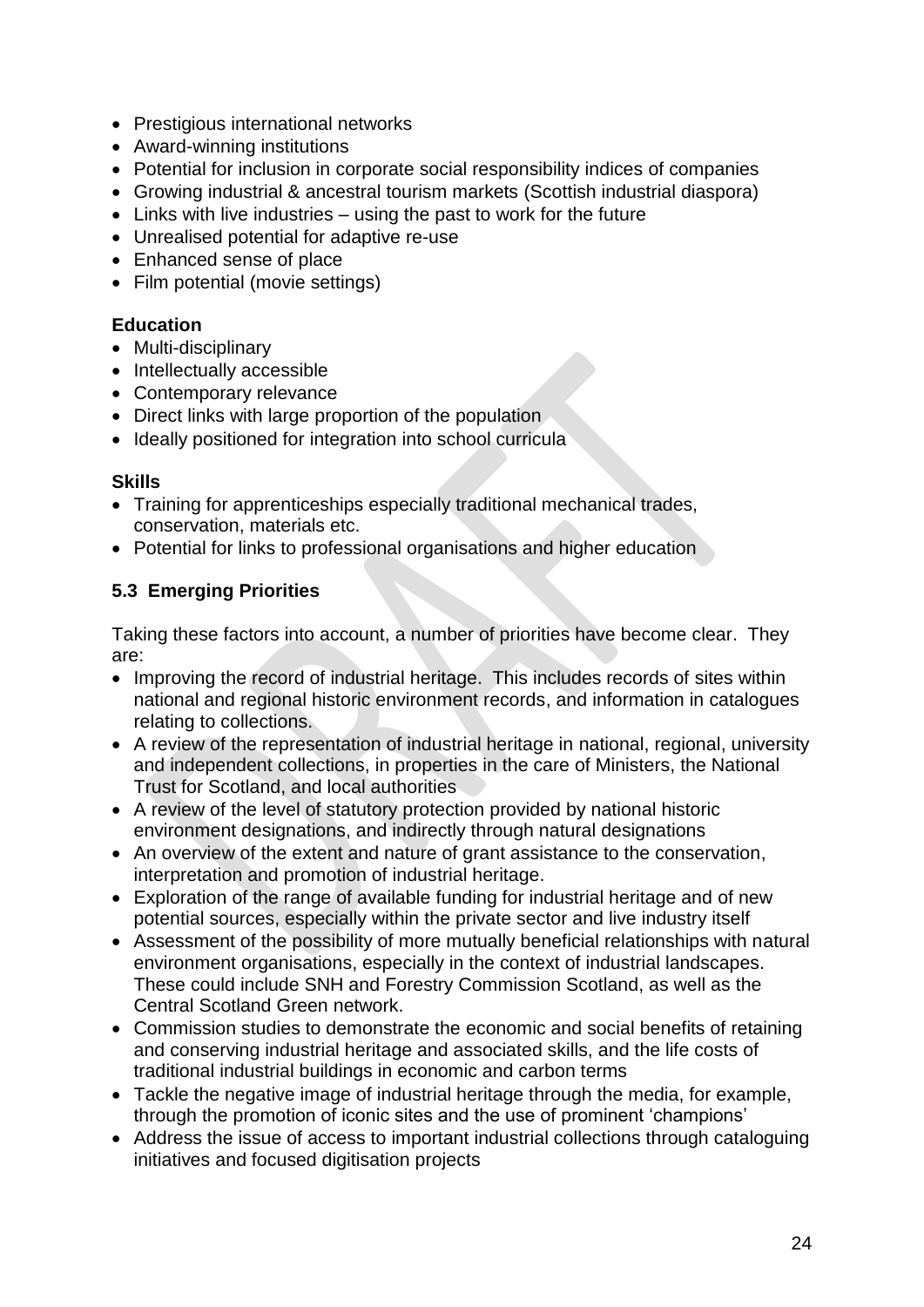- Prestigious international networks
- Award-winning institutions
- Potential for inclusion in corporate social responsibility indices of companies
- Growing industrial & ancestral tourism markets (Scottish industrial diaspora)
- Links with live industries – using the past to work for the future
- Unrealised potential for adaptive re-use
- Enhanced sense of place
- Film potential (movie settings)

**Education**

- Multi-disciplinary
- Intellectually accessible
- Contemporary relevance
- Direct links with large proportion of the population
- Ideally positioned for integration into school curricula

**Skills**

- Training for apprenticeships especially traditional mechanical trades, conservation, materials etc.
- Potential for links to professional organisations and higher education

### 5.3 Emerging Priorities

Taking these factors into account, a number of priorities have become clear. They are:

- Improving the record of industrial heritage. This includes records of sites within national and regional historic environment records, and information in catalogues relating to collections.
- A review of the representation of industrial heritage in national, regional, university and independent collections, in properties in the care of Ministers, the National Trust for Scotland, and local authorities
- A review of the level of statutory protection provided by national historic environment designations, and indirectly through natural designations
- An overview of the extent and nature of grant assistance to the conservation, interpretation and promotion of industrial heritage.
- Exploration of the range of available funding for industrial heritage and of new potential sources, especially within the private sector and live industry itself
- Assessment of the possibility of more mutually beneficial relationships with natural environment organisations, especially in the context of industrial landscapes. These could include SNH and Forestry Commission Scotland, as well as the Central Scotland Green network.
- Commission studies to demonstrate the economic and social benefits of retaining and conserving industrial heritage and associated skills, and the life costs of traditional industrial buildings in economic and carbon terms
- Tackle the negative image of industrial heritage through the media, for example, through the promotion of iconic sites and the use of prominent 'champions'
- Address the issue of access to important industrial collections through cataloguing initiatives and focused digitisation projects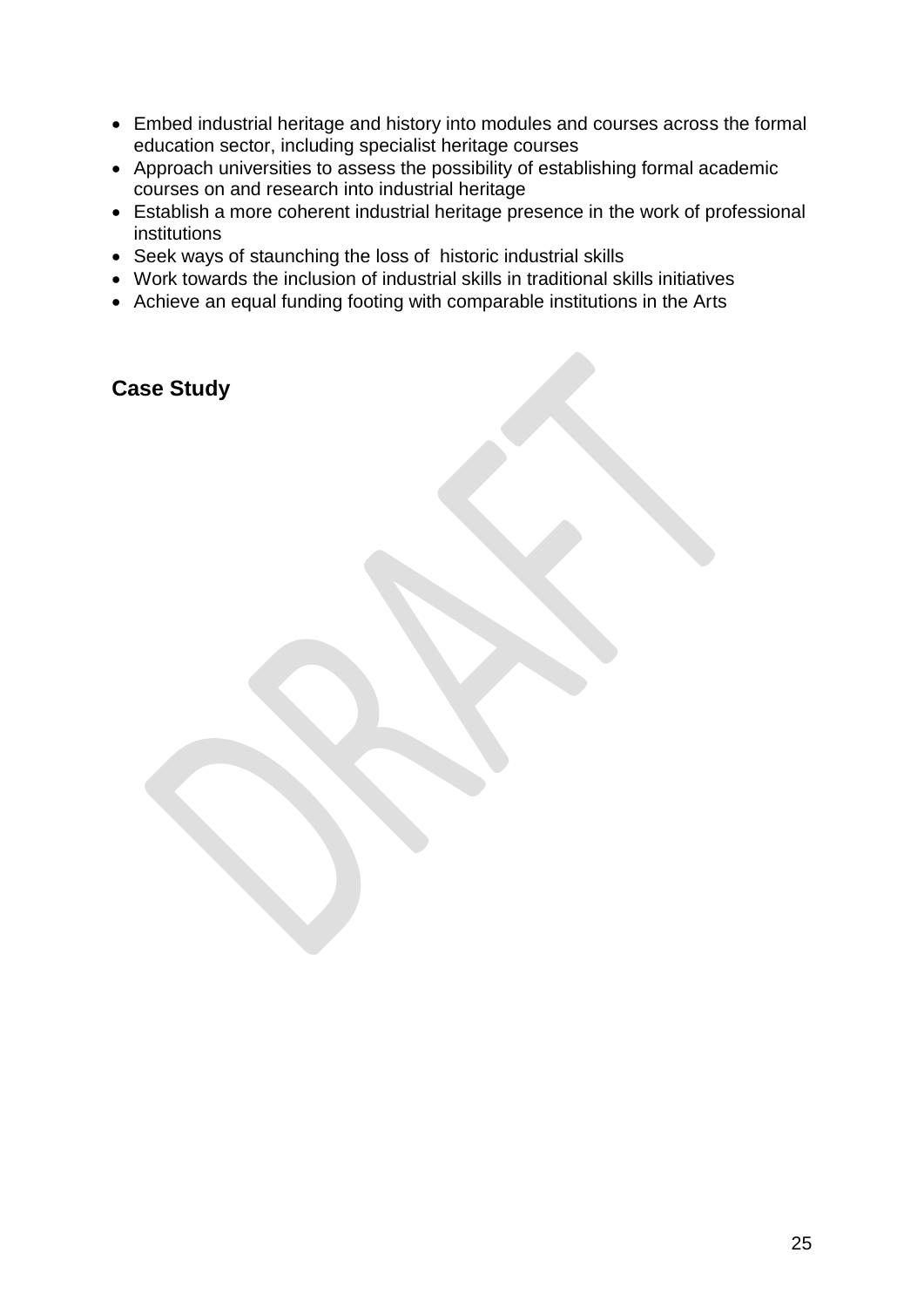- Embed industrial heritage and history into modules and courses across the formal education sector, including specialist heritage courses
- Approach universities to assess the possibility of establishing formal academic courses on and research into industrial heritage
- Establish a more coherent industrial heritage presence in the work of professional institutions
- Seek ways of staunching the loss of historic industrial skills
- Work towards the inclusion of industrial skills in traditional skills initiatives
- Achieve an equal funding footing with comparable institutions in the Arts

## Case Study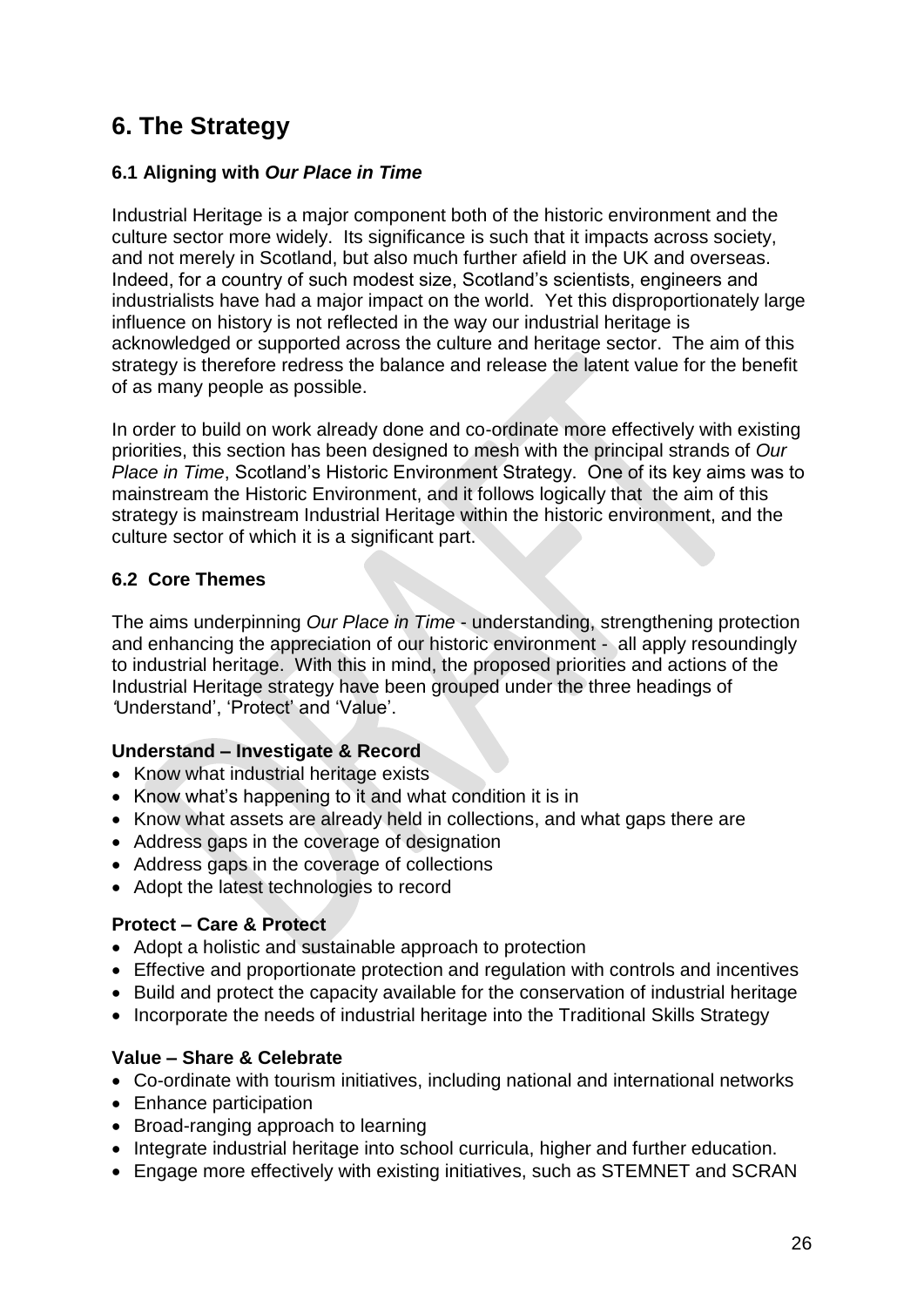# 6. The Strategy

## 6.1 Aligning with *Our Place in Time*

Industrial Heritage is a major component both of the historic environment and the culture sector more widely. Its significance is such that it impacts across society, and not merely in Scotland, but also much further afield in the UK and overseas. Indeed, for a country of such modest size, Scotland's scientists, engineers and industrialists have had a major impact on the world. Yet this disproportionately large influence on history is not reflected in the way our industrial heritage is acknowledged or supported across the culture and heritage sector. The aim of this strategy is therefore redress the balance and release the latent value for the benefit of as many people as possible.

In order to build on work already done and co-ordinate more effectively with existing priorities, this section has been designed to mesh with the principal strands of *Our Place in Time*, Scotland's Historic Environment Strategy. One of its key aims was to mainstream the Historic Environment, and it follows logically that the aim of this strategy is mainstream Industrial Heritage within the historic environment, and the culture sector of which it is a significant part.

## 6.2 Core Themes

The aims underpinning *Our Place in Time* - understanding, strengthening protection and enhancing the appreciation of our historic environment - all apply resoundingly to industrial heritage. With this in mind, the proposed priorities and actions of the Industrial Heritage strategy have been grouped under the three headings of 'Understand', 'Protect' and 'Value'.

**Understand – Investigate & Record**

- Know what industrial heritage exists
- Know what's happening to it and what condition it is in
- Know what assets are already held in collections, and what gaps there are
- Address gaps in the coverage of designation
- Address gaps in the coverage of collections
- Adopt the latest technologies to record

**Protect – Care & Protect**

- Adopt a holistic and sustainable approach to protection
- Effective and proportionate protection and regulation with controls and incentives
- Build and protect the capacity available for the conservation of industrial heritage
- Incorporate the needs of industrial heritage into the Traditional Skills Strategy

**Value – Share & Celebrate**

- Co-ordinate with tourism initiatives, including national and international networks
- Enhance participation
- Broad-ranging approach to learning
- Integrate industrial heritage into school curricula, higher and further education.
- Engage more effectively with existing initiatives, such as STEMNET and SCRAN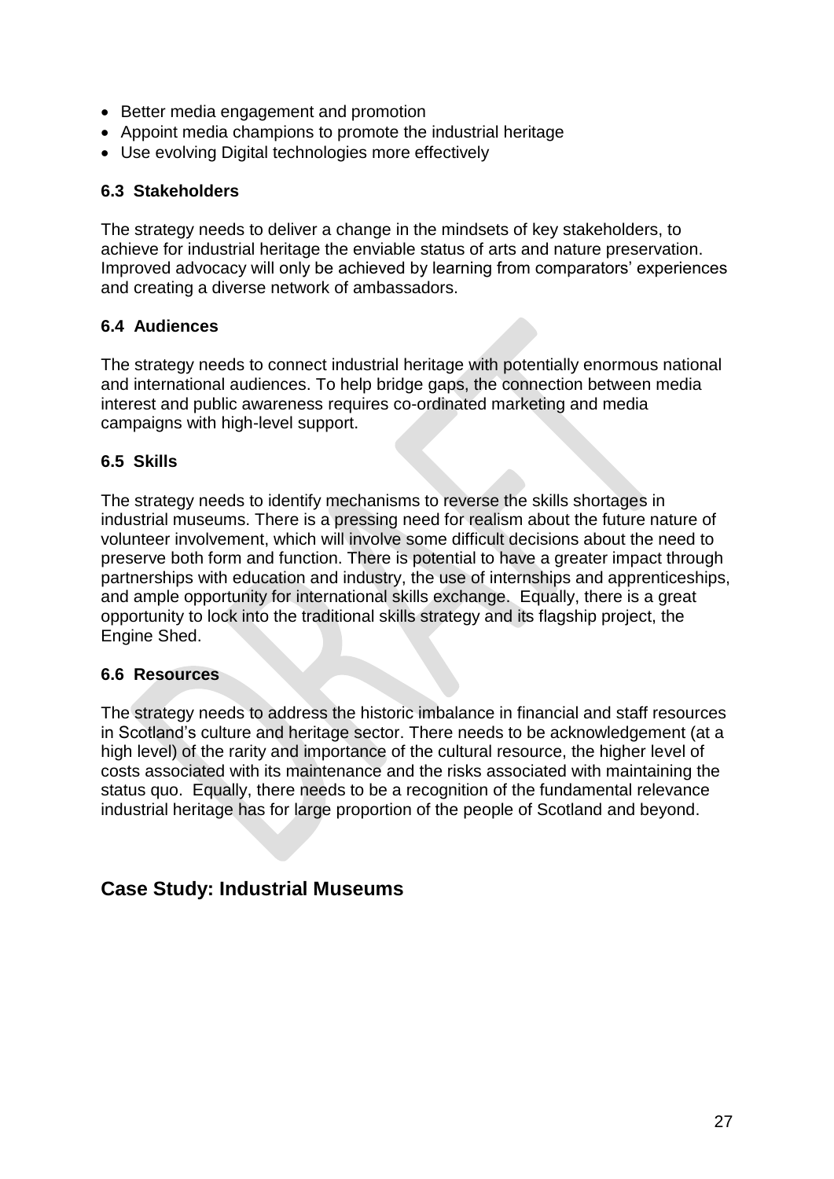- Better media engagement and promotion
- Appoint media champions to promote the industrial heritage
- Use evolving Digital technologies more effectively

### 6.3 Stakeholders

The strategy needs to deliver a change in the mindsets of key stakeholders, to achieve for industrial heritage the enviable status of arts and nature preservation. Improved advocacy will only be achieved by learning from comparators' experiences and creating a diverse network of ambassadors.

### 6.4 Audiences

The strategy needs to connect industrial heritage with potentially enormous national and international audiences. To help bridge gaps, the connection between media interest and public awareness requires co-ordinated marketing and media campaigns with high-level support.

### 6.5 Skills

The strategy needs to identify mechanisms to reverse the skills shortages in industrial museums. There is a pressing need for realism about the future nature of volunteer involvement, which will involve some difficult decisions about the need to preserve both form and function. There is potential to have a greater impact through partnerships with education and industry, the use of internships and apprenticeships, and ample opportunity for international skills exchange. Equally, there is a great opportunity to lock into the traditional skills strategy and its flagship project, the Engine Shed.

### 6.6 Resources

The strategy needs to address the historic imbalance in financial and staff resources in Scotland's culture and heritage sector. There needs to be acknowledgement (at a high level) of the rarity and importance of the cultural resource, the higher level of costs associated with its maintenance and the risks associated with maintaining the status quo. Equally, there needs to be a recognition of the fundamental relevance industrial heritage has for large proportion of the people of Scotland and beyond.

## Case Study: Industrial Museums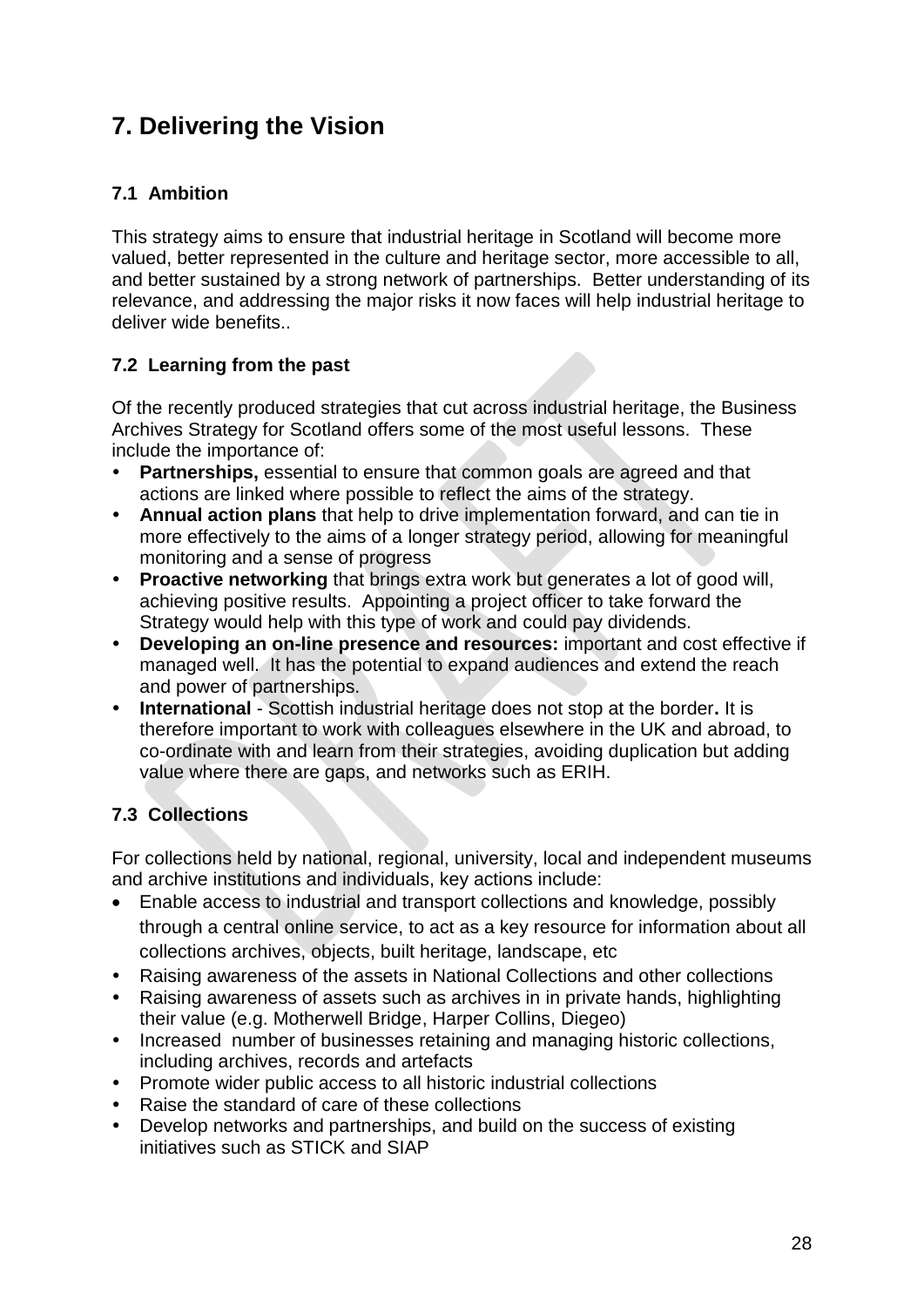# 7. Delivering the Vision

## 7.1 Ambition

This strategy aims to ensure that industrial heritage in Scotland will become more valued, better represented in the culture and heritage sector, more accessible to all, and better sustained by a strong network of partnerships. Better understanding of its relevance, and addressing the major risks it now faces will help industrial heritage to deliver wide benefits..

## 7.2 Learning from the past

Of the recently produced strategies that cut across industrial heritage, the Business Archives Strategy for Scotland offers some of the most useful lessons. These include the importance of:

- **Partnerships,** essential to ensure that common goals are agreed and that actions are linked where possible to reflect the aims of the strategy.
- **Annual action plans** that help to drive implementation forward, and can tie in more effectively to the aims of a longer strategy period, allowing for meaningful monitoring and a sense of progress
- **Proactive networking** that brings extra work but generates a lot of good will, achieving positive results. Appointing a project officer to take forward the Strategy would help with this type of work and could pay dividends.
- **Developing an on-line presence and resources:** important and cost effective if managed well. It has the potential to expand audiences and extend the reach and power of partnerships.
- **International** - Scottish industrial heritage does not stop at the border**.** It is therefore important to work with colleagues elsewhere in the UK and abroad, to co-ordinate with and learn from their strategies, avoiding duplication but adding value where there are gaps, and networks such as ERIH.

## 7.3 Collections

For collections held by national, regional, university, local and independent museums and archive institutions and individuals, key actions include:

- Enable access to industrial and transport collections and knowledge, possibly through a central online service, to act as a key resource for information about all collections archives, objects, built heritage, landscape, etc
- Raising awareness of the assets in National Collections and other collections
- Raising awareness of assets such as archives in in private hands, highlighting their value (e.g. Motherwell Bridge, Harper Collins, Diegeo)
- Increased number of businesses retaining and managing historic collections, including archives, records and artefacts
- Promote wider public access to all historic industrial collections
- Raise the standard of care of these collections
- Develop networks and partnerships, and build on the success of existing initiatives such as STICK and SIAP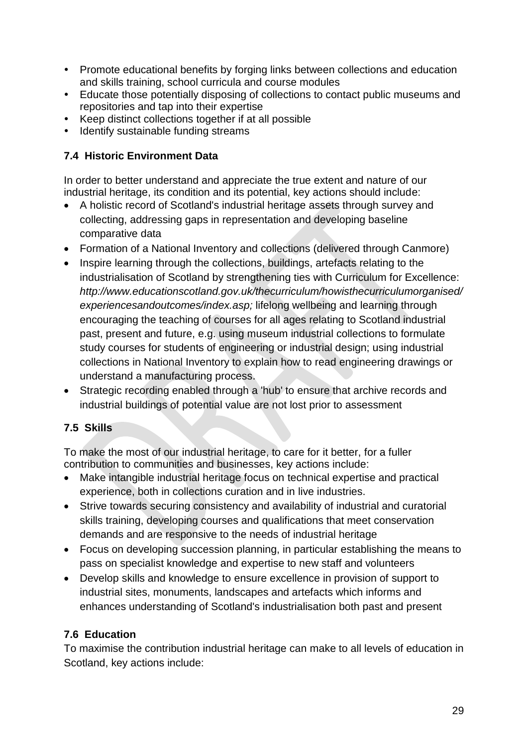- Promote educational benefits by forging links between collections and education and skills training, school curricula and course modules
- Educate those potentially disposing of collections to contact public museums and repositories and tap into their expertise
- Keep distinct collections together if at all possible
- Identify sustainable funding streams

### 7.4 Historic Environment Data

In order to better understand and appreciate the true extent and nature of our industrial heritage, its condition and its potential, key actions should include:

- A holistic record of Scotland's industrial heritage assets through survey and collecting, addressing gaps in representation and developing baseline comparative data
- Formation of a National Inventory and collections (delivered through Canmore)
- Inspire learning through the collections, buildings, artefacts relating to the industrialisation of Scotland by strengthening ties with Curriculum for Excellence: *http://www.educationscotland.gov.uk/thecurriculum/howisthecurriculumorganised/experiencesandoutcomes/index.asp;* lifelong wellbeing and learning through encouraging the teaching of courses for all ages relating to Scotland industrial past, present and future, e.g. using museum industrial collections to formulate study courses for students of engineering or industrial design; using industrial collections in National Inventory to explain how to read engineering drawings or understand a manufacturing process.
- Strategic recording enabled through a 'hub' to ensure that archive records and industrial buildings of potential value are not lost prior to assessment

### 7.5 Skills

To make the most of our industrial heritage, to care for it better, for a fuller contribution to communities and businesses, key actions include:

- Make intangible industrial heritage focus on technical expertise and practical experience, both in collections curation and in live industries.
- Strive towards securing consistency and availability of industrial and curatorial skills training, developing courses and qualifications that meet conservation demands and are responsive to the needs of industrial heritage
- Focus on developing succession planning, in particular establishing the means to pass on specialist knowledge and expertise to new staff and volunteers
- Develop skills and knowledge to ensure excellence in provision of support to industrial sites, monuments, landscapes and artefacts which informs and enhances understanding of Scotland's industrialisation both past and present

### 7.6 Education

To maximise the contribution industrial heritage can make to all levels of education in Scotland, key actions include: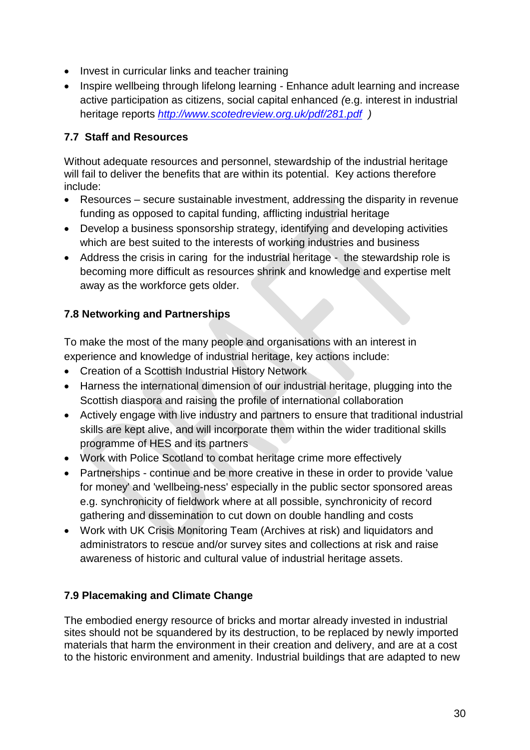- Invest in curricular links and teacher training
- Inspire wellbeing through lifelong learning - Enhance adult learning and increase active participation as citizens, social capital enhanced *(*e.g. interest in industrial heritage reports *http://www.scotedreview.org.uk/pdf/281.pdf* *)*

### 7.7 Staff and Resources

Without adequate resources and personnel, stewardship of the industrial heritage will fail to deliver the benefits that are within its potential. Key actions therefore include:

- Resources – secure sustainable investment, addressing the disparity in revenue funding as opposed to capital funding, afflicting industrial heritage
- Develop a business sponsorship strategy, identifying and developing activities which are best suited to the interests of working industries and business
- Address the crisis in caring for the industrial heritage - the stewardship role is becoming more difficult as resources shrink and knowledge and expertise melt away as the workforce gets older.

### 7.8 Networking and Partnerships

To make the most of the many people and organisations with an interest in experience and knowledge of industrial heritage, key actions include:

- Creation of a Scottish Industrial History Network
- Harness the international dimension of our industrial heritage, plugging into the Scottish diaspora and raising the profile of international collaboration
- Actively engage with live industry and partners to ensure that traditional industrial skills are kept alive, and will incorporate them within the wider traditional skills programme of HES and its partners
- Work with Police Scotland to combat heritage crime more effectively
- Partnerships - continue and be more creative in these in order to provide 'value for money' and 'wellbeing-ness' especially in the public sector sponsored areas e.g. synchronicity of fieldwork where at all possible, synchronicity of record gathering and dissemination to cut down on double handling and costs
- Work with UK Crisis Monitoring Team (Archives at risk) and liquidators and administrators to rescue and/or survey sites and collections at risk and raise awareness of historic and cultural value of industrial heritage assets.

### 7.9 Placemaking and Climate Change

The embodied energy resource of bricks and mortar already invested in industrial sites should not be squandered by its destruction, to be replaced by newly imported materials that harm the environment in their creation and delivery, and are at a cost to the historic environment and amenity. Industrial buildings that are adapted to new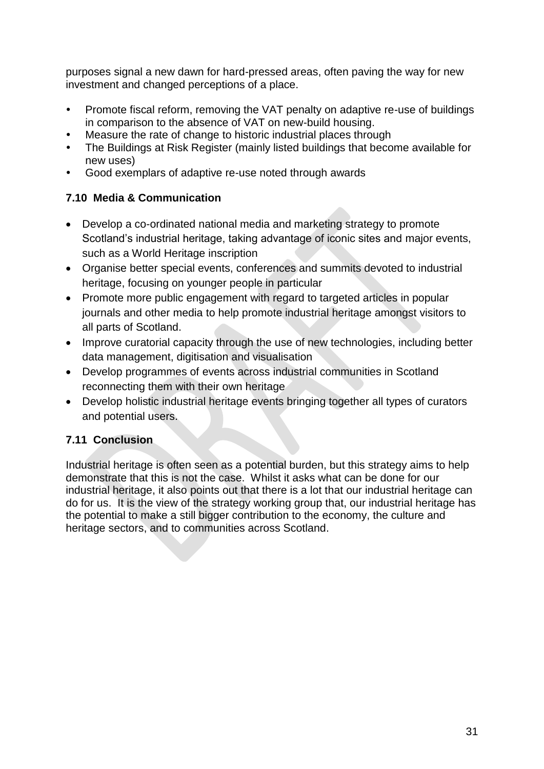purposes signal a new dawn for hard-pressed areas, often paving the way for new investment and changed perceptions of a place.

- Promote fiscal reform, removing the VAT penalty on adaptive re-use of buildings in comparison to the absence of VAT on new-build housing.
- Measure the rate of change to historic industrial places through
- The Buildings at Risk Register (mainly listed buildings that become available for new uses)
- Good exemplars of adaptive re-use noted through awards

### 7.10 Media & Communication

- Develop a co-ordinated national media and marketing strategy to promote Scotland's industrial heritage, taking advantage of iconic sites and major events, such as a World Heritage inscription
- Organise better special events, conferences and summits devoted to industrial heritage, focusing on younger people in particular
- Promote more public engagement with regard to targeted articles in popular journals and other media to help promote industrial heritage amongst visitors to all parts of Scotland.
- Improve curatorial capacity through the use of new technologies, including better data management, digitisation and visualisation
- Develop programmes of events across industrial communities in Scotland reconnecting them with their own heritage
- Develop holistic industrial heritage events bringing together all types of curators and potential users.

### 7.11 Conclusion

Industrial heritage is often seen as a potential burden, but this strategy aims to help demonstrate that this is not the case. Whilst it asks what can be done for our industrial heritage, it also points out that there is a lot that our industrial heritage can do for us. It is the view of the strategy working group that, our industrial heritage has the potential to make a still bigger contribution to the economy, the culture and heritage sectors, and to communities across Scotland.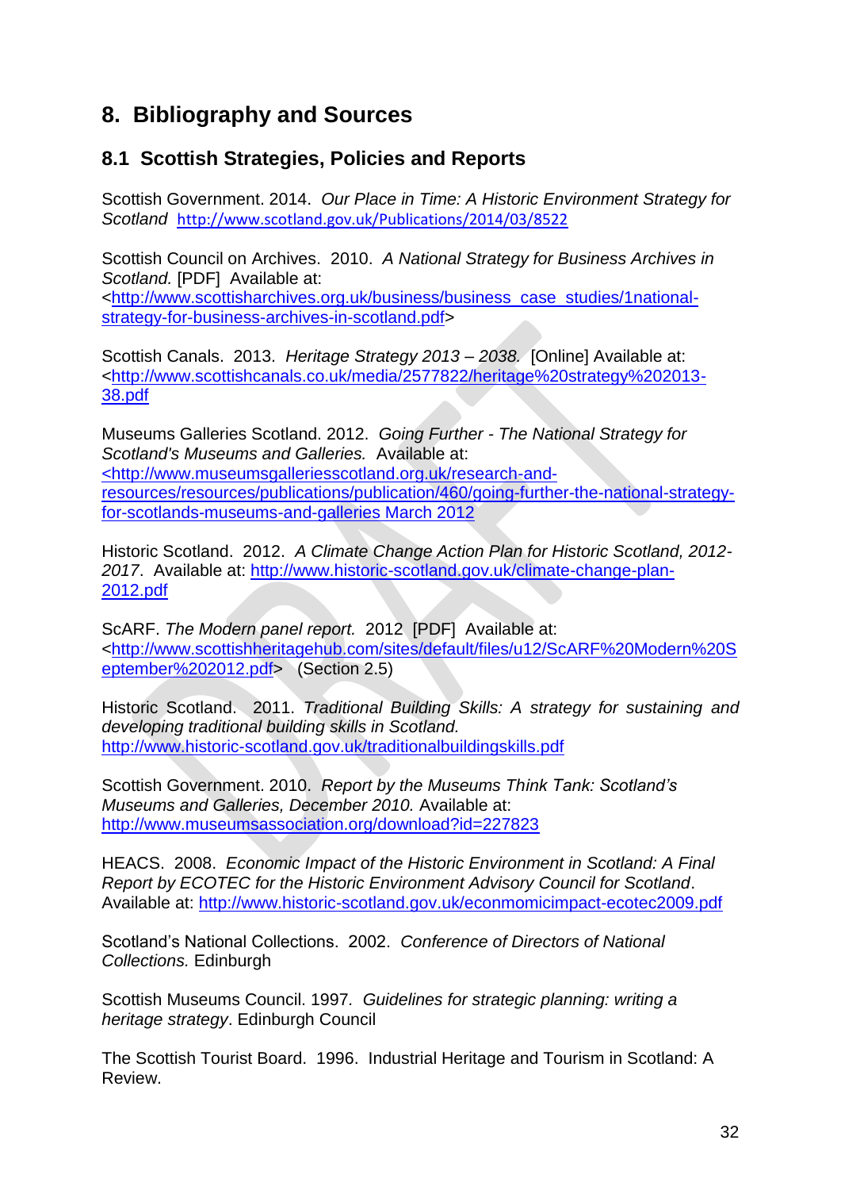# 8. Bibliography and Sources

## 8.1 Scottish Strategies, Policies and Reports

Scottish Government. 2014. *Our Place in Time: A Historic Environment Strategy for Scotland* http://www.scotland.gov.uk/Publications/2014/03/8522

Scottish Council on Archives. 2010. *A National Strategy for Business Archives in Scotland.* [PDF] Available at: <http://www.scottisharchives.org.uk/business/business_case_studies/1national-strategy-for-business-archives-in-scotland.pdf>

Scottish Canals. 2013. *Heritage Strategy 2013 – 2038.* [Online] Available at: <http://www.scottishcanals.co.uk/media/2577822/heritage%20strategy%202013-38.pdf

Museums Galleries Scotland. 2012. *Going Further - The National Strategy for Scotland's Museums and Galleries.* Available at: <http://www.museumsgalleriesscotland.org.uk/research-and-resources/resources/publications/publication/460/going-further-the-national-strategy-for-scotlands-museums-and-galleries March 2012

Historic Scotland. 2012. *A Climate Change Action Plan for Historic Scotland, 2012-2017*. Available at: http://www.historic-scotland.gov.uk/climate-change-plan-2012.pdf

ScARF. *The Modern panel report.* 2012 [PDF] Available at: <http://www.scottishheritagehub.com/sites/default/files/u12/ScARF%20Modern%20September%202012.pdf> (Section 2.5)

Historic Scotland. 2011. *Traditional Building Skills: A strategy for sustaining and developing traditional building skills in Scotland.* http://www.historic-scotland.gov.uk/traditionalbuildingskills.pdf

Scottish Government. 2010. *Report by the Museums Think Tank: Scotland's Museums and Galleries, December 2010.* Available at: http://www.museumsassociation.org/download?id=227823

HEACS. 2008. *Economic Impact of the Historic Environment in Scotland: A Final Report by ECOTEC for the Historic Environment Advisory Council for Scotland*. Available at: http://www.historic-scotland.gov.uk/econmomicimpact-ecotec2009.pdf

Scotland's National Collections. 2002. *Conference of Directors of National Collections.* Edinburgh

Scottish Museums Council. 1997. *Guidelines for strategic planning: writing a heritage strategy*. Edinburgh Council

The Scottish Tourist Board. 1996. Industrial Heritage and Tourism in Scotland: A Review.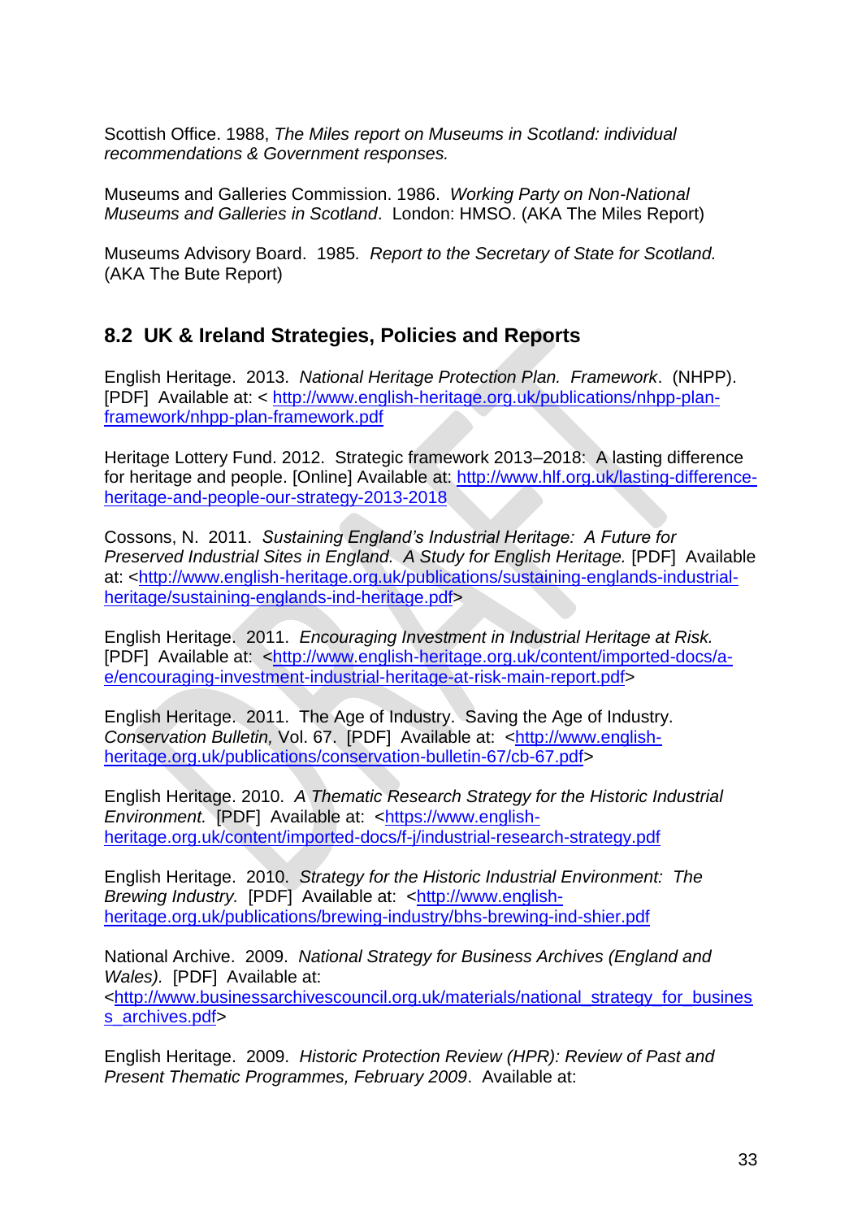Scottish Office. 1988, *The Miles report on Museums in Scotland: individual recommendations & Government responses.*

Museums and Galleries Commission. 1986. *Working Party on Non-National Museums and Galleries in Scotland*. London: HMSO. (AKA The Miles Report)

Museums Advisory Board. 1985*. Report to the Secretary of State for Scotland.* (AKA The Bute Report)

## 8.2 UK & Ireland Strategies, Policies and Reports

English Heritage. 2013. *National Heritage Protection Plan. Framework*. (NHPP). [PDF] Available at: < http://www.english-heritage.org.uk/publications/nhpp-plan-framework/nhpp-plan-framework.pdf

Heritage Lottery Fund. 2012. Strategic framework 2013–2018: A lasting difference for heritage and people. [Online] Available at: http://www.hlf.org.uk/lasting-difference-heritage-and-people-our-strategy-2013-2018

Cossons, N. 2011. *Sustaining England's Industrial Heritage: A Future for Preserved Industrial Sites in England. A Study for English Heritage.* [PDF] Available at: <http://www.english-heritage.org.uk/publications/sustaining-englands-industrial-heritage/sustaining-englands-ind-heritage.pdf>

English Heritage. 2011. *Encouraging Investment in Industrial Heritage at Risk.* [PDF] Available at: <http://www.english-heritage.org.uk/content/imported-docs/a-e/encouraging-investment-industrial-heritage-at-risk-main-report.pdf>

English Heritage. 2011. The Age of Industry. Saving the Age of Industry. *Conservation Bulletin,* Vol. 67. [PDF] Available at: <http://www.english-heritage.org.uk/publications/conservation-bulletin-67/cb-67.pdf>

English Heritage. 2010. *A Thematic Research Strategy for the Historic Industrial Environment.* [PDF] Available at: <https://www.english-heritage.org.uk/content/imported-docs/f-j/industrial-research-strategy.pdf

English Heritage. 2010. *Strategy for the Historic Industrial Environment: The Brewing Industry.* [PDF] Available at: <http://www.english-heritage.org.uk/publications/brewing-industry/bhs-brewing-ind-shier.pdf

National Archive. 2009. *National Strategy for Business Archives (England and Wales).* [PDF] Available at: <http://www.businessarchivescouncil.org.uk/materials/national_strategy_for_business_archives.pdf>

English Heritage. 2009. *Historic Protection Review (HPR): Review of Past and Present Thematic Programmes, February 2009*. Available at: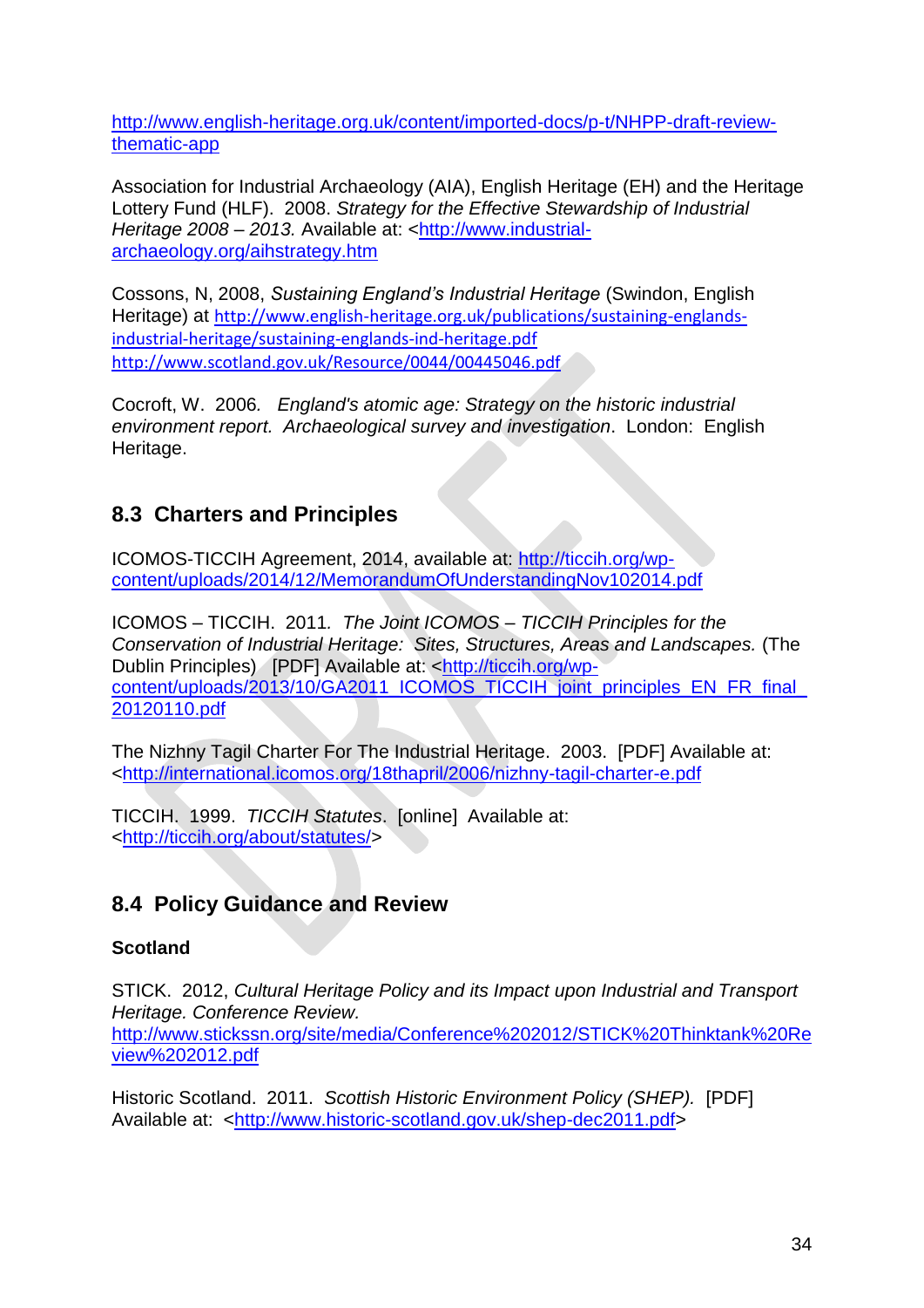http://www.english-heritage.org.uk/content/imported-docs/p-t/NHPP-draft-review-thematic-app

Association for Industrial Archaeology (AIA), English Heritage (EH) and the Heritage Lottery Fund (HLF). 2008. *Strategy for the Effective Stewardship of Industrial Heritage 2008 – 2013.* Available at: <http://www.industrial-archaeology.org/aihstrategy.htm

Cossons, N, 2008, *Sustaining England's Industrial Heritage* (Swindon, English Heritage) at http://www.english-heritage.org.uk/publications/sustaining-englands-industrial-heritage/sustaining-englands-ind-heritage.pdf
http://www.scotland.gov.uk/Resource/0044/00445046.pdf

Cocroft, W. 2006. *England's atomic age: Strategy on the historic industrial environment report. Archaeological survey and investigation*. London: English Heritage.

## 8.3 Charters and Principles

ICOMOS-TICCIH Agreement, 2014, available at: http://ticcih.org/wp-content/uploads/2014/12/MemorandumOfUnderstandingNov102014.pdf

ICOMOS – TICCIH. 2011. *The Joint ICOMOS – TICCIH Principles for the Conservation of Industrial Heritage: Sites, Structures, Areas and Landscapes.* (The Dublin Principles) [PDF] Available at: <http://ticcih.org/wp-content/uploads/2013/10/GA2011_ICOMOS_TICCIH_joint_principles_EN_FR_final_20120110.pdf

The Nizhny Tagil Charter For The Industrial Heritage. 2003. [PDF] Available at: <http://international.icomos.org/18thapril/2006/nizhny-tagil-charter-e.pdf

TICCIH. 1999. *TICCIH Statutes*. [online] Available at: <http://ticcih.org/about/statutes/>

## 8.4 Policy Guidance and Review

**Scotland**

STICK. 2012, *Cultural Heritage Policy and its Impact upon Industrial and Transport Heritage. Conference Review.*
http://www.stickssn.org/site/media/Conference%202012/STICK%20Thinktank%20Review%202012.pdf

Historic Scotland. 2011. *Scottish Historic Environment Policy (SHEP).* [PDF] Available at: <http://www.historic-scotland.gov.uk/shep-dec2011.pdf>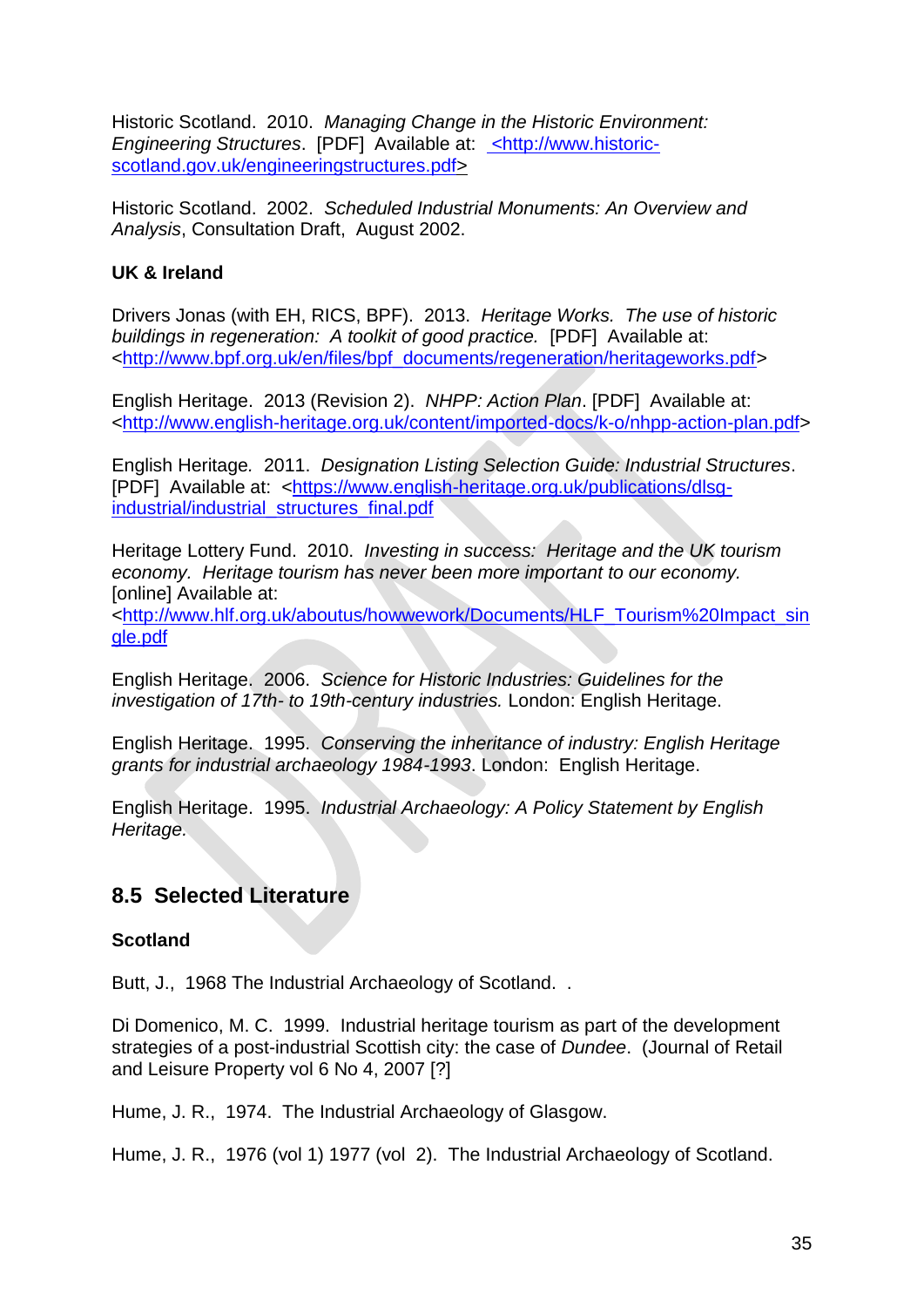Historic Scotland. 2010. *Managing Change in the Historic Environment: Engineering Structures*. [PDF] Available at: <http://www.historic-scotland.gov.uk/engineeringstructures.pdf>

Historic Scotland. 2002. *Scheduled Industrial Monuments: An Overview and Analysis*, Consultation Draft, August 2002.

**UK & Ireland**

Drivers Jonas (with EH, RICS, BPF). 2013. *Heritage Works. The use of historic buildings in regeneration: A toolkit of good practice.* [PDF] Available at: <http://www.bpf.org.uk/en/files/bpf_documents/regeneration/heritageworks.pdf>

English Heritage. 2013 (Revision 2). *NHPP: Action Plan*. [PDF] Available at: <http://www.english-heritage.org.uk/content/imported-docs/k-o/nhpp-action-plan.pdf>

English Heritage. 2011. *Designation Listing Selection Guide: Industrial Structures*. [PDF] Available at: <https://www.english-heritage.org.uk/publications/dlsg-industrial/industrial_structures_final.pdf

Heritage Lottery Fund. 2010. *Investing in success: Heritage and the UK tourism economy. Heritage tourism has never been more important to our economy.* [online] Available at: <http://www.hlf.org.uk/aboutus/howwework/Documents/HLF_Tourism%20Impact_single.pdf

English Heritage. 2006. *Science for Historic Industries: Guidelines for the investigation of 17th- to 19th-century industries.* London: English Heritage.

English Heritage. 1995. *Conserving the inheritance of industry: English Heritage grants for industrial archaeology 1984-1993*. London: English Heritage.

English Heritage. 1995. *Industrial Archaeology: A Policy Statement by English Heritage.*

## 8.5 Selected Literature

**Scotland**

Butt, J., 1968 The Industrial Archaeology of Scotland. .

Di Domenico, M. C. 1999. Industrial heritage tourism as part of the development strategies of a post-industrial Scottish city: the case of *Dundee*. (Journal of Retail and Leisure Property vol 6 No 4, 2007 [?]

Hume, J. R., 1974. The Industrial Archaeology of Glasgow.

Hume, J. R., 1976 (vol 1) 1977 (vol 2). The Industrial Archaeology of Scotland.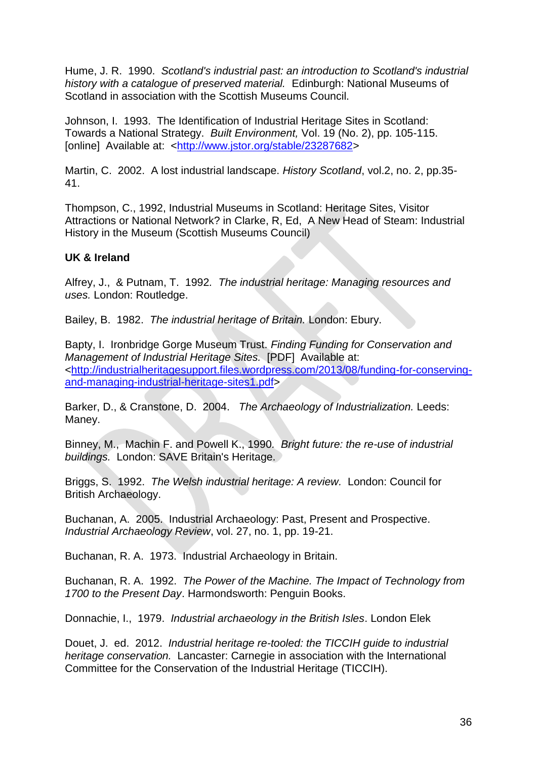Hume, J. R. 1990. *Scotland's industrial past: an introduction to Scotland's industrial history with a catalogue of preserved material.* Edinburgh: National Museums of Scotland in association with the Scottish Museums Council.

Johnson, I. 1993. The Identification of Industrial Heritage Sites in Scotland: Towards a National Strategy. *Built Environment,* Vol. 19 (No. 2), pp. 105-115. [online] Available at: <http://www.jstor.org/stable/23287682>

Martin, C. 2002. A lost industrial landscape. *History Scotland*, vol.2, no. 2, pp.35-41.

Thompson, C., 1992, Industrial Museums in Scotland: Heritage Sites, Visitor Attractions or National Network? in Clarke, R, Ed, A New Head of Steam: Industrial History in the Museum (Scottish Museums Council)

**UK & Ireland**

Alfrey, J., & Putnam, T. 1992. *The industrial heritage: Managing resources and uses.* London: Routledge.

Bailey, B. 1982. *The industrial heritage of Britain.* London: Ebury.

Bapty, I. Ironbridge Gorge Museum Trust. *Finding Funding for Conservation and Management of Industrial Heritage Sites.* [PDF] Available at: <http://industrialheritagesupport.files.wordpress.com/2013/08/funding-for-conserving-and-managing-industrial-heritage-sites1.pdf>

Barker, D., & Cranstone, D. 2004. *The Archaeology of Industrialization.* Leeds: Maney.

Binney, M., Machin F. and Powell K., 1990. *Bright future: the re-use of industrial buildings.* London: SAVE Britain's Heritage.

Briggs, S. 1992. *The Welsh industrial heritage: A review.* London: Council for British Archaeology.

Buchanan, A. 2005. Industrial Archaeology: Past, Present and Prospective. *Industrial Archaeology Review*, vol. 27, no. 1, pp. 19-21.

Buchanan, R. A. 1973. Industrial Archaeology in Britain.

Buchanan, R. A. 1992. *The Power of the Machine. The Impact of Technology from 1700 to the Present Day*. Harmondsworth: Penguin Books.

Donnachie, I., 1979. *Industrial archaeology in the British Isles*. London Elek

Douet, J. ed. 2012. *Industrial heritage re-tooled: the TICCIH guide to industrial heritage conservation.* Lancaster: Carnegie in association with the International Committee for the Conservation of the Industrial Heritage (TICCIH).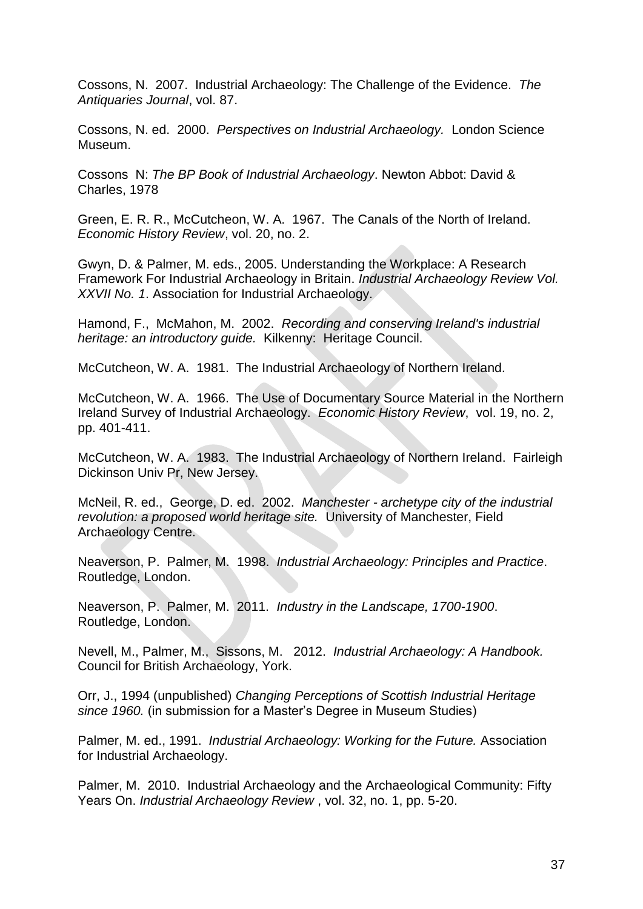Cossons, N. 2007. Industrial Archaeology: The Challenge of the Evidence. *The Antiquaries Journal*, vol. 87.

Cossons, N. ed. 2000. *Perspectives on Industrial Archaeology.* London Science Museum.

Cossons N: *The BP Book of Industrial Archaeology*. Newton Abbot: David & Charles, 1978

Green, E. R. R., McCutcheon, W. A. 1967. The Canals of the North of Ireland. *Economic History Review*, vol. 20, no. 2.

Gwyn, D. & Palmer, M. eds., 2005. Understanding the Workplace: A Research Framework For Industrial Archaeology in Britain. *Industrial Archaeology Review Vol. XXVII No. 1*. Association for Industrial Archaeology.

Hamond, F., McMahon, M. 2002. *Recording and conserving Ireland's industrial heritage: an introductory guide.* Kilkenny: Heritage Council.

McCutcheon, W. A. 1981. The Industrial Archaeology of Northern Ireland.

McCutcheon, W. A. 1966. The Use of Documentary Source Material in the Northern Ireland Survey of Industrial Archaeology. *Economic History Review*, vol. 19, no. 2, pp. 401-411.

McCutcheon, W. A. 1983. The Industrial Archaeology of Northern Ireland. Fairleigh Dickinson Univ Pr, New Jersey.

McNeil, R. ed., George, D. ed. 2002. *Manchester - archetype city of the industrial revolution: a proposed world heritage site.* University of Manchester, Field Archaeology Centre.

Neaverson, P. Palmer, M. 1998. *Industrial Archaeology: Principles and Practice*. Routledge, London.

Neaverson, P. Palmer, M. 2011. *Industry in the Landscape, 1700-1900*. Routledge, London.

Nevell, M., Palmer, M., Sissons, M. 2012. *Industrial Archaeology: A Handbook.* Council for British Archaeology, York.

Orr, J., 1994 (unpublished) *Changing Perceptions of Scottish Industrial Heritage since 1960.* (in submission for a Master's Degree in Museum Studies)

Palmer, M. ed., 1991. *Industrial Archaeology: Working for the Future.* Association for Industrial Archaeology.

Palmer, M. 2010. Industrial Archaeology and the Archaeological Community: Fifty Years On. *Industrial Archaeology Review* , vol. 32, no. 1, pp. 5-20.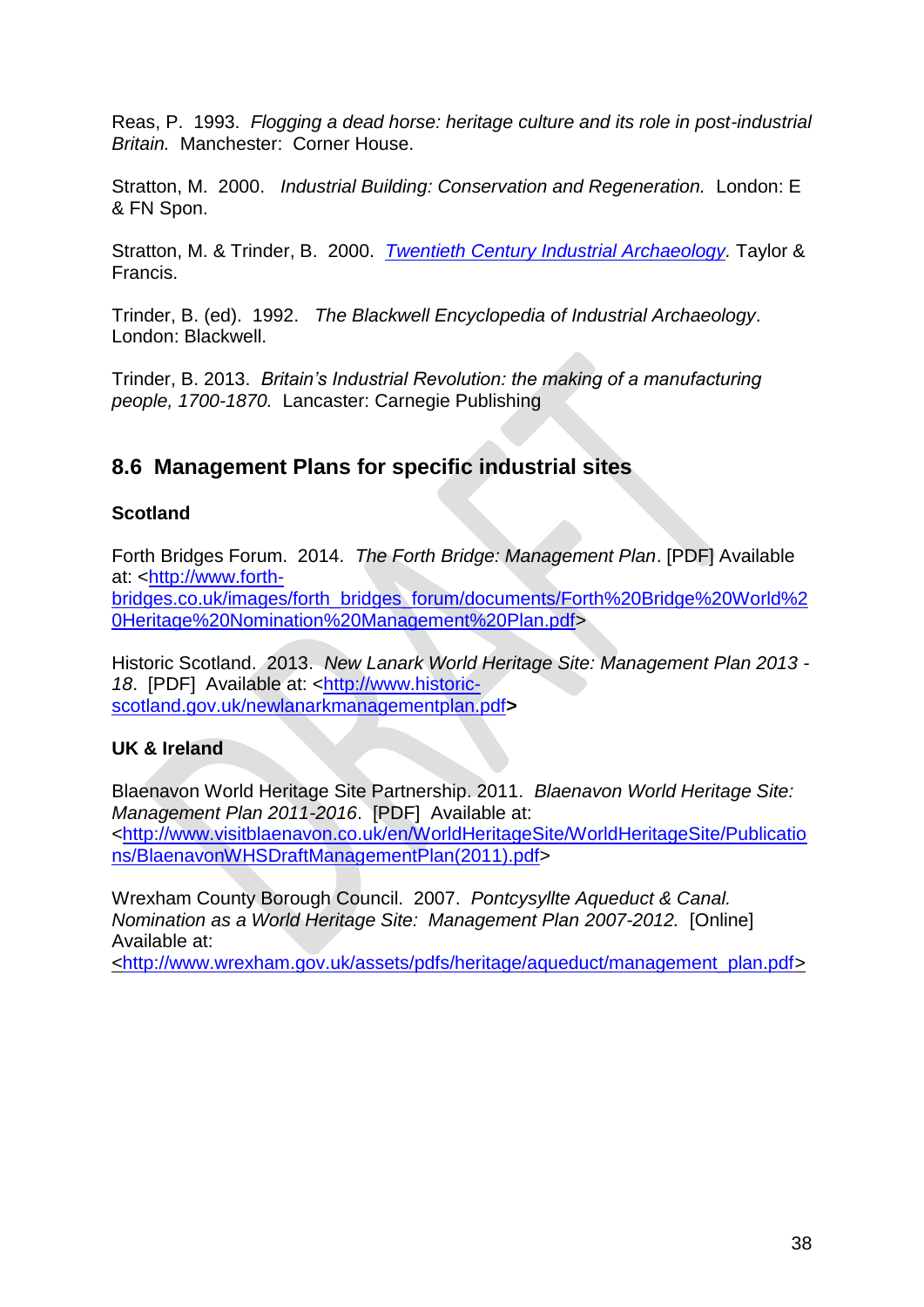Reas, P. 1993. *Flogging a dead horse: heritage culture and its role in post-industrial Britain.* Manchester: Corner House.

Stratton, M. 2000. *Industrial Building: Conservation and Regeneration.* London: E & FN Spon.

Stratton, M. & Trinder, B. 2000. *Twentieth Century Industrial Archaeology*. Taylor & Francis.

Trinder, B. (ed). 1992. *The Blackwell Encyclopedia of Industrial Archaeology*. London: Blackwell.

Trinder, B. 2013. *Britain's Industrial Revolution: the making of a manufacturing people, 1700-1870.* Lancaster: Carnegie Publishing

## 8.6 Management Plans for specific industrial sites

**Scotland**

Forth Bridges Forum. 2014. *The Forth Bridge: Management Plan*. [PDF] Available at: <http://www.forth-bridges.co.uk/images/forth_bridges_forum/documents/Forth%20Bridge%20World%20Heritage%20Nomination%20Management%20Plan.pdf>

Historic Scotland. 2013. *New Lanark World Heritage Site: Management Plan 2013 - 18*. [PDF] Available at: <http://www.historic-scotland.gov.uk/newlanarkmanagementplan.pdf>

**UK & Ireland**

Blaenavon World Heritage Site Partnership. 2011. *Blaenavon World Heritage Site: Management Plan 2011-2016*. [PDF] Available at: <http://www.visitblaenavon.co.uk/en/WorldHeritageSite/WorldHeritageSite/Publications/BlaenavonWHSDraftManagementPlan(2011).pdf>

Wrexham County Borough Council. 2007. *Pontcysyllte Aqueduct & Canal. Nomination as a World Heritage Site: Management Plan 2007-2012.* [Online] Available at: <http://www.wrexham.gov.uk/assets/pdfs/heritage/aqueduct/management_plan.pdf>